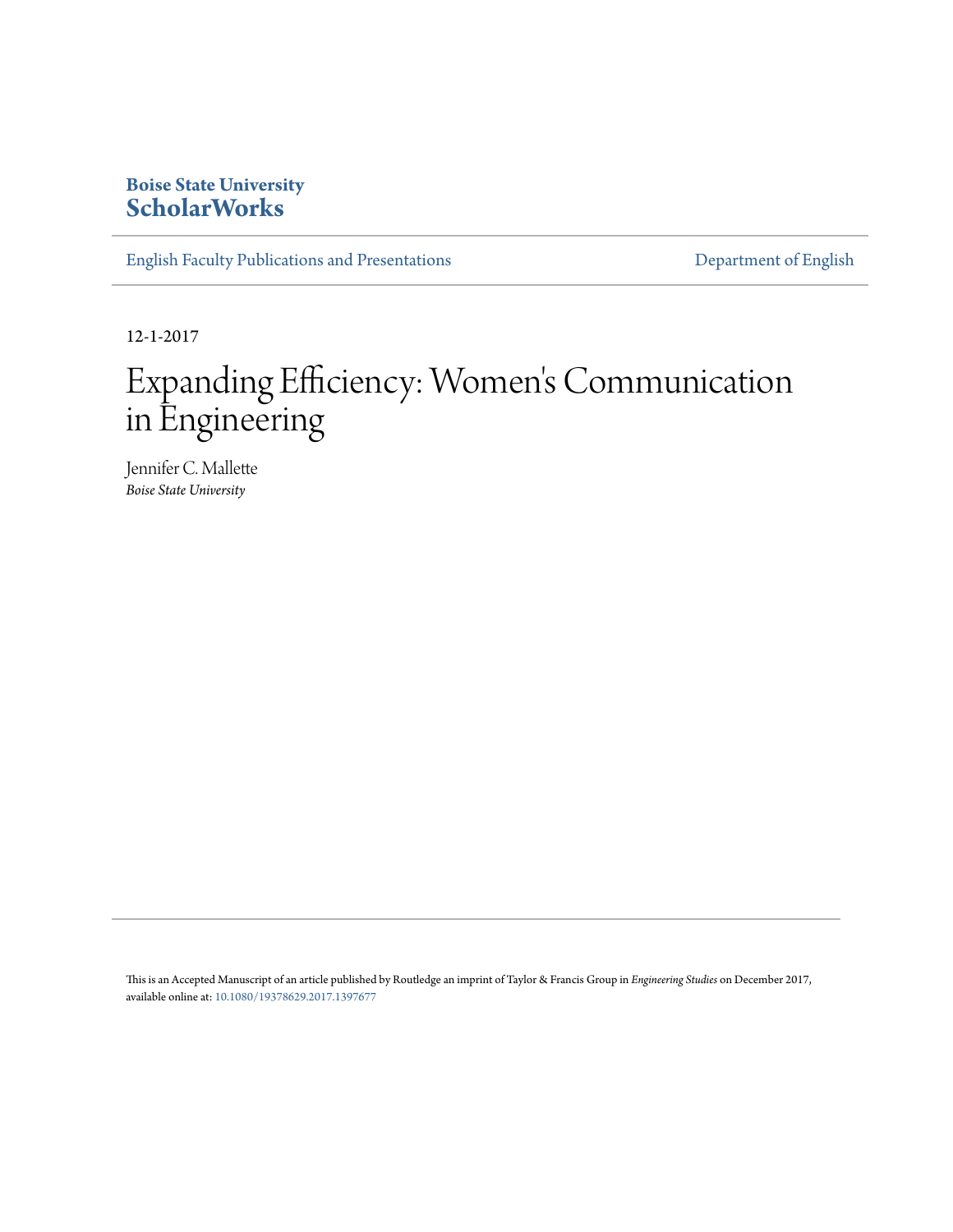**Boise State University**
**ScholarWorks**

English Faculty Publications and Presentations

Department of English

12-1-2017

# Expanding Efficiency: Women's Communication in Engineering

Jennifer C. Mallette
*Boise State University*

This is an Accepted Manuscript of an article published by Routledge an imprint of Taylor & Francis Group in *Engineering Studies* on December 2017, available online at: 10.1080/19378629.2017.1397677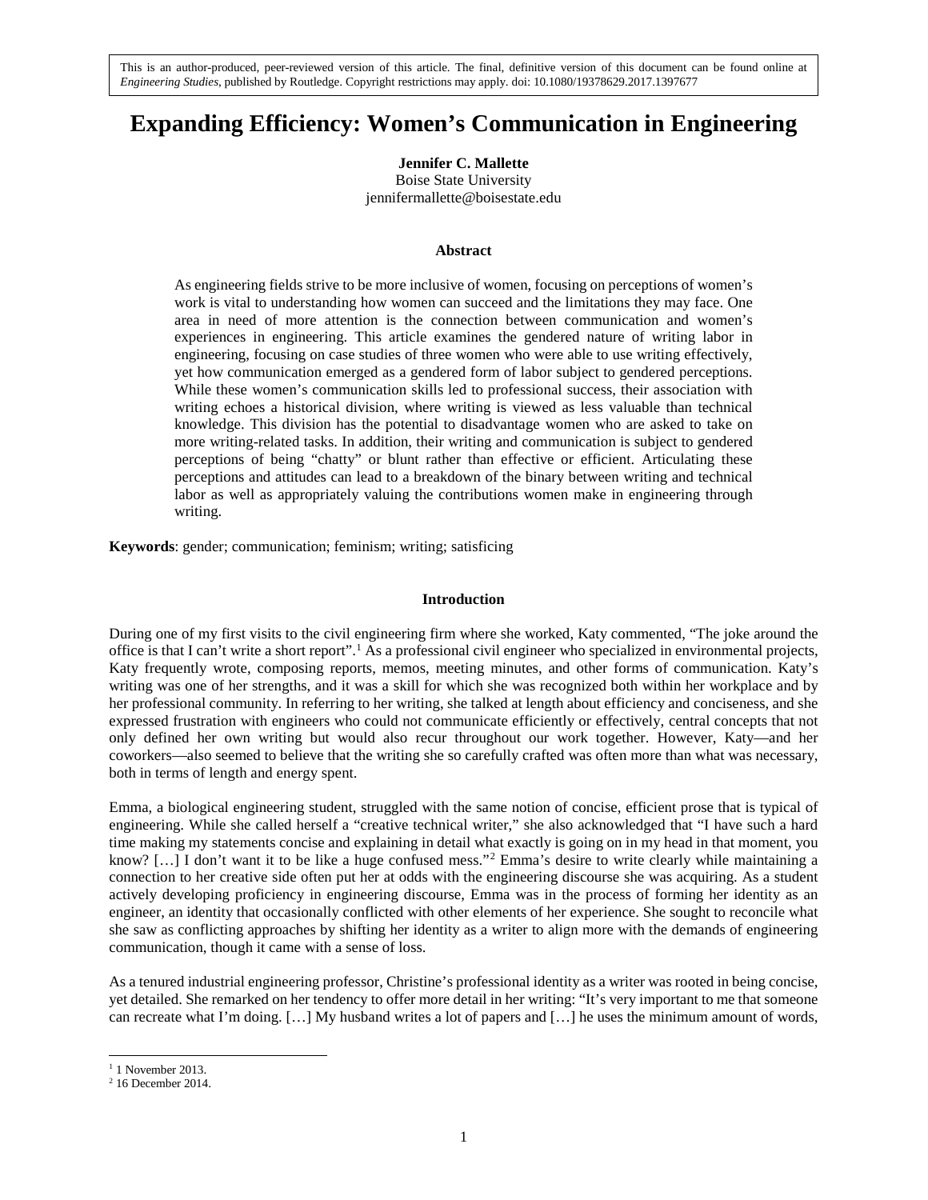This is an author-produced, peer-reviewed version of this article. The final, definitive version of this document can be found online at *Engineering Studies*, published by Routledge. Copyright restrictions may apply. doi: 10.1080/19378629.2017.1397677

# Expanding Efficiency: Women's Communication in Engineering

**Jennifer C. Mallette**
Boise State University
jennifermallette@boisestate.edu

### Abstract

As engineering fields strive to be more inclusive of women, focusing on perceptions of women's work is vital to understanding how women can succeed and the limitations they may face. One area in need of more attention is the connection between communication and women's experiences in engineering. This article examines the gendered nature of writing labor in engineering, focusing on case studies of three women who were able to use writing effectively, yet how communication emerged as a gendered form of labor subject to gendered perceptions. While these women's communication skills led to professional success, their association with writing echoes a historical division, where writing is viewed as less valuable than technical knowledge. This division has the potential to disadvantage women who are asked to take on more writing-related tasks. In addition, their writing and communication is subject to gendered perceptions of being "chatty" or blunt rather than effective or efficient. Articulating these perceptions and attitudes can lead to a breakdown of the binary between writing and technical labor as well as appropriately valuing the contributions women make in engineering through writing.

**Keywords**: gender; communication; feminism; writing; satisficing

### Introduction

During one of my first visits to the civil engineering firm where she worked, Katy commented, "The joke around the office is that I can't write a short report".[1] As a professional civil engineer who specialized in environmental projects, Katy frequently wrote, composing reports, memos, meeting minutes, and other forms of communication. Katy's writing was one of her strengths, and it was a skill for which she was recognized both within her workplace and by her professional community. In referring to her writing, she talked at length about efficiency and conciseness, and she expressed frustration with engineers who could not communicate efficiently or effectively, central concepts that not only defined her own writing but would also recur throughout our work together. However, Katy—and her coworkers—also seemed to believe that the writing she so carefully crafted was often more than what was necessary, both in terms of length and energy spent.

Emma, a biological engineering student, struggled with the same notion of concise, efficient prose that is typical of engineering. While she called herself a "creative technical writer," she also acknowledged that "I have such a hard time making my statements concise and explaining in detail what exactly is going on in my head in that moment, you know? […] I don't want it to be like a huge confused mess."[2] Emma's desire to write clearly while maintaining a connection to her creative side often put her at odds with the engineering discourse she was acquiring. As a student actively developing proficiency in engineering discourse, Emma was in the process of forming her identity as an engineer, an identity that occasionally conflicted with other elements of her experience. She sought to reconcile what she saw as conflicting approaches by shifting her identity as a writer to align more with the demands of engineering communication, though it came with a sense of loss.

As a tenured industrial engineering professor, Christine's professional identity as a writer was rooted in being concise, yet detailed. She remarked on her tendency to offer more detail in her writing: "It's very important to me that someone can recreate what I'm doing. […] My husband writes a lot of papers and […] he uses the minimum amount of words,

[1] 1 November 2013.
[2] 16 December 2014.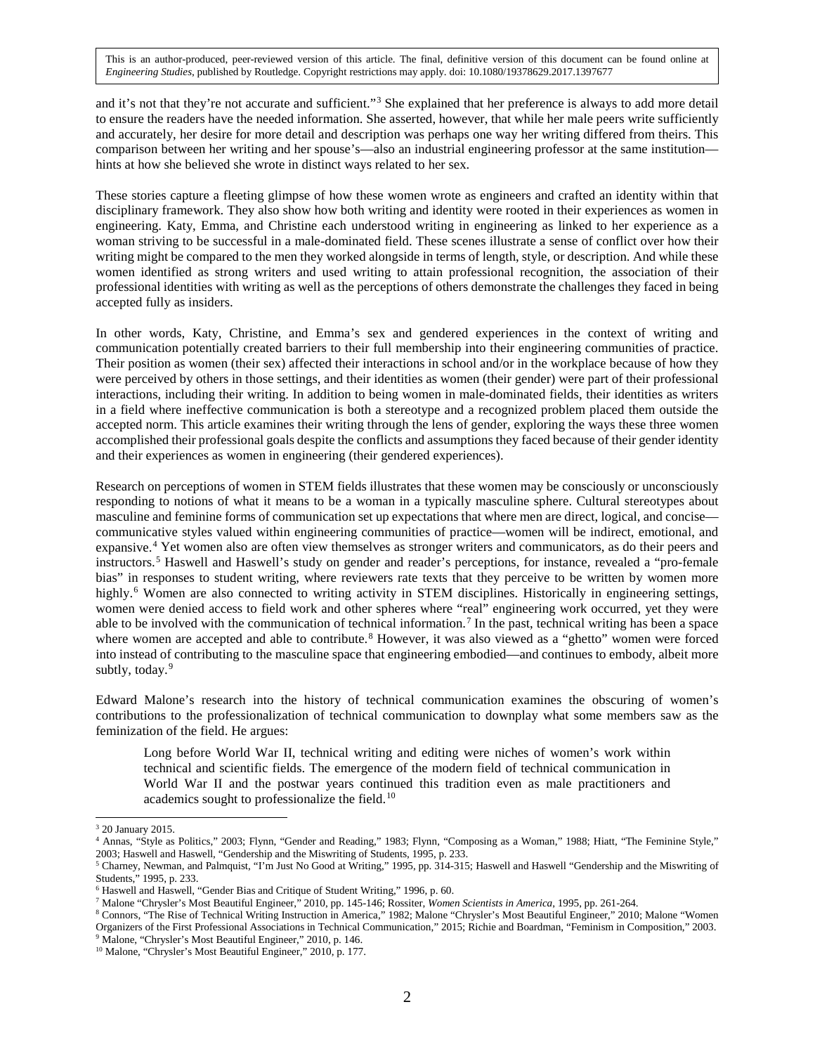and it's not that they're not accurate and sufficient."[3] She explained that her preference is always to add more detail to ensure the readers have the needed information. She asserted, however, that while her male peers write sufficiently and accurately, her desire for more detail and description was perhaps one way her writing differed from theirs. This comparison between her writing and her spouse's—also an industrial engineering professor at the same institution—hints at how she believed she wrote in distinct ways related to her sex.

These stories capture a fleeting glimpse of how these women wrote as engineers and crafted an identity within that disciplinary framework. They also show how both writing and identity were rooted in their experiences as women in engineering. Katy, Emma, and Christine each understood writing in engineering as linked to her experience as a woman striving to be successful in a male-dominated field. These scenes illustrate a sense of conflict over how their writing might be compared to the men they worked alongside in terms of length, style, or description. And while these women identified as strong writers and used writing to attain professional recognition, the association of their professional identities with writing as well as the perceptions of others demonstrate the challenges they faced in being accepted fully as insiders.

In other words, Katy, Christine, and Emma's sex and gendered experiences in the context of writing and communication potentially created barriers to their full membership into their engineering communities of practice. Their position as women (their sex) affected their interactions in school and/or in the workplace because of how they were perceived by others in those settings, and their identities as women (their gender) were part of their professional interactions, including their writing. In addition to being women in male-dominated fields, their identities as writers in a field where ineffective communication is both a stereotype and a recognized problem placed them outside the accepted norm. This article examines their writing through the lens of gender, exploring the ways these three women accomplished their professional goals despite the conflicts and assumptions they faced because of their gender identity and their experiences as women in engineering (their gendered experiences).

Research on perceptions of women in STEM fields illustrates that these women may be consciously or unconsciously responding to notions of what it means to be a woman in a typically masculine sphere. Cultural stereotypes about masculine and feminine forms of communication set up expectations that where men are direct, logical, and concise—communicative styles valued within engineering communities of practice—women will be indirect, emotional, and expansive.[4] Yet women also are often view themselves as stronger writers and communicators, as do their peers and instructors.[5] Haswell and Haswell's study on gender and reader's perceptions, for instance, revealed a "pro-female bias" in responses to student writing, where reviewers rate texts that they perceive to be written by women more highly.[6] Women are also connected to writing activity in STEM disciplines. Historically in engineering settings, women were denied access to field work and other spheres where "real" engineering work occurred, yet they were able to be involved with the communication of technical information.[7] In the past, technical writing has been a space where women are accepted and able to contribute.[8] However, it was also viewed as a "ghetto" women were forced into instead of contributing to the masculine space that engineering embodied—and continues to embody, albeit more subtly, today.[9]

Edward Malone's research into the history of technical communication examines the obscuring of women's contributions to the professionalization of technical communication to downplay what some members saw as the feminization of the field. He argues:

> Long before World War II, technical writing and editing were niches of women's work within technical and scientific fields. The emergence of the modern field of technical communication in World War II and the postwar years continued this tradition even as male practitioners and academics sought to professionalize the field.[10]

---

[3] 20 January 2015.

[4] Annas, "Style as Politics," 2003; Flynn, "Gender and Reading," 1983; Flynn, "Composing as a Woman," 1988; Hiatt, "The Feminine Style," 2003; Haswell and Haswell, "Gendership and the Miswriting of Students, 1995, p. 233.

[5] Charney, Newman, and Palmquist, "I'm Just No Good at Writing," 1995, pp. 314-315; Haswell and Haswell "Gendership and the Miswriting of Students," 1995, p. 233.

[6] Haswell and Haswell, "Gender Bias and Critique of Student Writing," 1996, p. 60.

[7] Malone "Chrysler's Most Beautiful Engineer," 2010, pp. 145-146; Rossiter, *Women Scientists in America*, 1995, pp. 261-264.

[8] Connors, "The Rise of Technical Writing Instruction in America," 1982; Malone "Chrysler's Most Beautiful Engineer," 2010; Malone "Women Organizers of the First Professional Associations in Technical Communication," 2015; Richie and Boardman, "Feminism in Composition," 2003.

[9] Malone, "Chrysler's Most Beautiful Engineer," 2010, p. 146.

[10] Malone, "Chrysler's Most Beautiful Engineer," 2010, p. 177.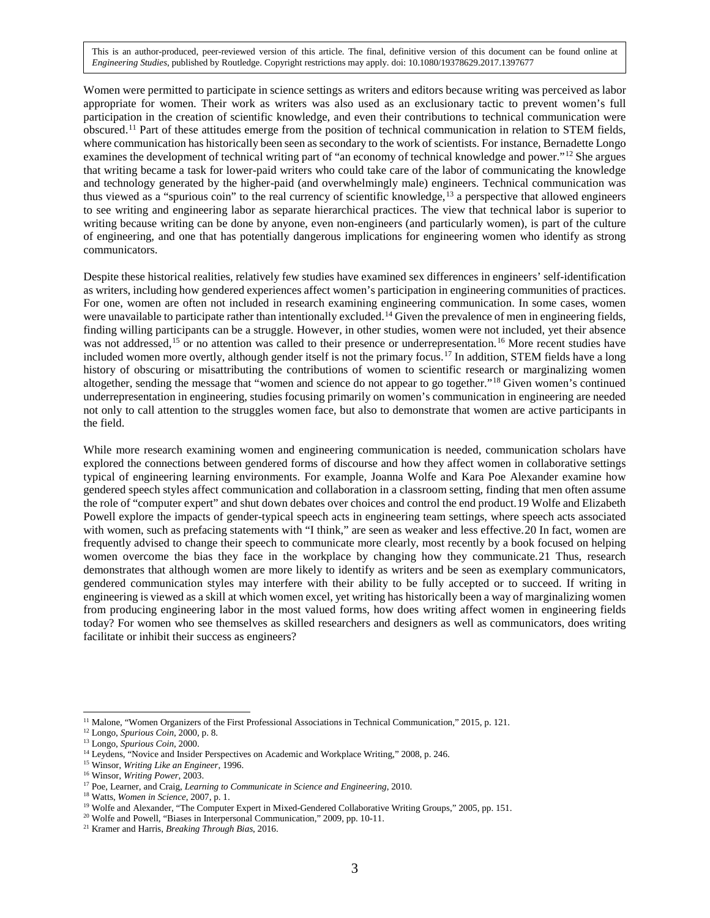Women were permitted to participate in science settings as writers and editors because writing was perceived as labor appropriate for women. Their work as writers was also used as an exclusionary tactic to prevent women's full participation in the creation of scientific knowledge, and even their contributions to technical communication were obscured.[11] Part of these attitudes emerge from the position of technical communication in relation to STEM fields, where communication has historically been seen as secondary to the work of scientists. For instance, Bernadette Longo examines the development of technical writing part of "an economy of technical knowledge and power."[12] She argues that writing became a task for lower-paid writers who could take care of the labor of communicating the knowledge and technology generated by the higher-paid (and overwhelmingly male) engineers. Technical communication was thus viewed as a "spurious coin" to the real currency of scientific knowledge,[13] a perspective that allowed engineers to see writing and engineering labor as separate hierarchical practices. The view that technical labor is superior to writing because writing can be done by anyone, even non-engineers (and particularly women), is part of the culture of engineering, and one that has potentially dangerous implications for engineering women who identify as strong communicators.

Despite these historical realities, relatively few studies have examined sex differences in engineers' self-identification as writers, including how gendered experiences affect women's participation in engineering communities of practices. For one, women are often not included in research examining engineering communication. In some cases, women were unavailable to participate rather than intentionally excluded.[14] Given the prevalence of men in engineering fields, finding willing participants can be a struggle. However, in other studies, women were not included, yet their absence was not addressed,[15] or no attention was called to their presence or underrepresentation.[16] More recent studies have included women more overtly, although gender itself is not the primary focus.[17] In addition, STEM fields have a long history of obscuring or misattributing the contributions of women to scientific research or marginalizing women altogether, sending the message that "women and science do not appear to go together."[18] Given women's continued underrepresentation in engineering, studies focusing primarily on women's communication in engineering are needed not only to call attention to the struggles women face, but also to demonstrate that women are active participants in the field.

While more research examining women and engineering communication is needed, communication scholars have explored the connections between gendered forms of discourse and how they affect women in collaborative settings typical of engineering learning environments. For example, Joanna Wolfe and Kara Poe Alexander examine how gendered speech styles affect communication and collaboration in a classroom setting, finding that men often assume the role of "computer expert" and shut down debates over choices and control the end product.19 Wolfe and Elizabeth Powell explore the impacts of gender-typical speech acts in engineering team settings, where speech acts associated with women, such as prefacing statements with "I think," are seen as weaker and less effective.20 In fact, women are frequently advised to change their speech to communicate more clearly, most recently by a book focused on helping women overcome the bias they face in the workplace by changing how they communicate.21 Thus, research demonstrates that although women are more likely to identify as writers and be seen as exemplary communicators, gendered communication styles may interfere with their ability to be fully accepted or to succeed. If writing in engineering is viewed as a skill at which women excel, yet writing has historically been a way of marginalizing women from producing engineering labor in the most valued forms, how does writing affect women in engineering fields today? For women who see themselves as skilled researchers and designers as well as communicators, does writing facilitate or inhibit their success as engineers?

---

[11] Malone, "Women Organizers of the First Professional Associations in Technical Communication," 2015, p. 121.
[12] Longo, *Spurious Coin*, 2000, p. 8.
[13] Longo, *Spurious Coin*, 2000.
[14] Leydens, "Novice and Insider Perspectives on Academic and Workplace Writing," 2008, p. 246.
[15] Winsor, *Writing Like an Engineer*, 1996.
[16] Winsor, *Writing Power*, 2003.
[17] Poe, Learner, and Craig, *Learning to Communicate in Science and Engineering*, 2010.
[18] Watts, *Women in Science*, 2007, p. 1.
[19] Wolfe and Alexander, "The Computer Expert in Mixed-Gendered Collaborative Writing Groups," 2005, pp. 151.
[20] Wolfe and Powell, "Biases in Interpersonal Communication," 2009, pp. 10-11.
[21] Kramer and Harris, *Breaking Through Bias*, 2016.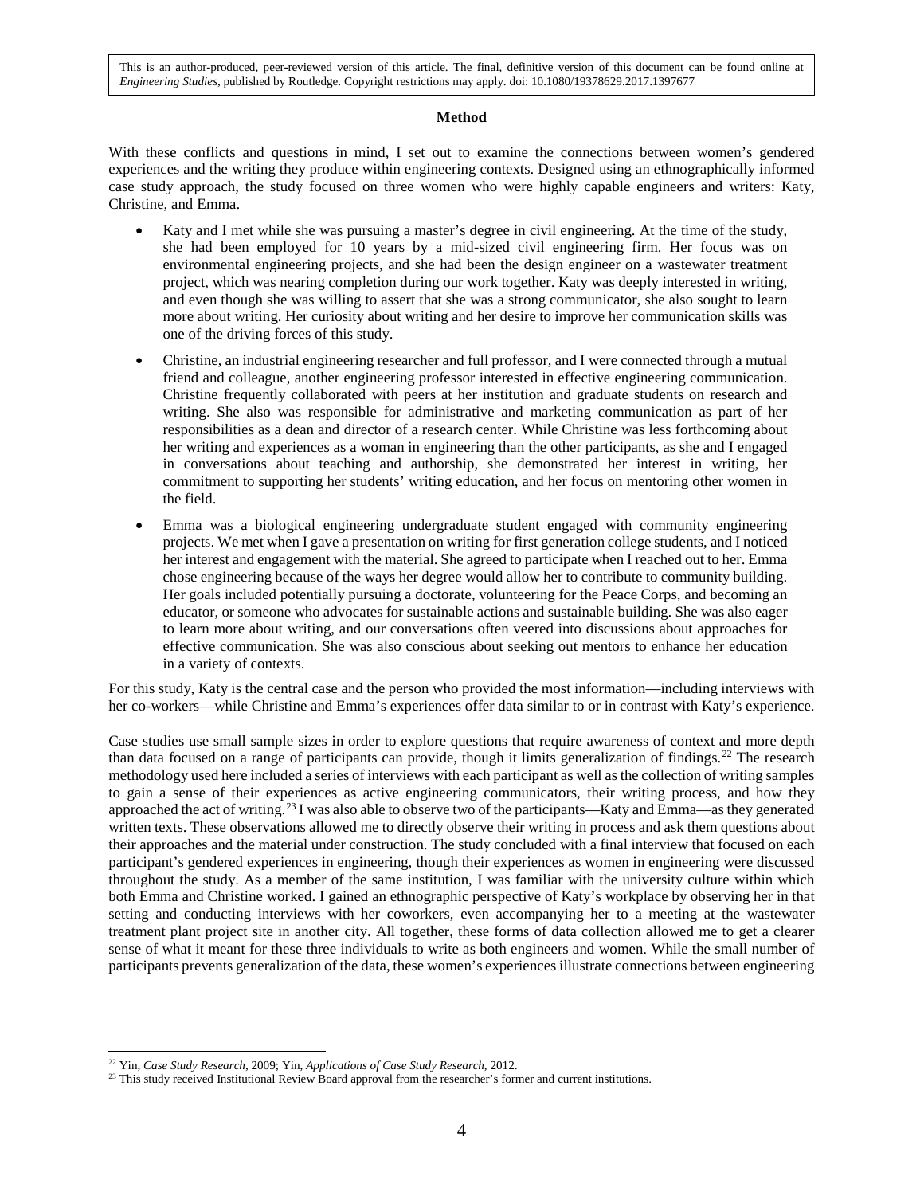## Method

With these conflicts and questions in mind, I set out to examine the connections between women's gendered experiences and the writing they produce within engineering contexts. Designed using an ethnographically informed case study approach, the study focused on three women who were highly capable engineers and writers: Katy, Christine, and Emma.

- Katy and I met while she was pursuing a master's degree in civil engineering. At the time of the study, she had been employed for 10 years by a mid-sized civil engineering firm. Her focus was on environmental engineering projects, and she had been the design engineer on a wastewater treatment project, which was nearing completion during our work together. Katy was deeply interested in writing, and even though she was willing to assert that she was a strong communicator, she also sought to learn more about writing. Her curiosity about writing and her desire to improve her communication skills was one of the driving forces of this study.
- Christine, an industrial engineering researcher and full professor, and I were connected through a mutual friend and colleague, another engineering professor interested in effective engineering communication. Christine frequently collaborated with peers at her institution and graduate students on research and writing. She also was responsible for administrative and marketing communication as part of her responsibilities as a dean and director of a research center. While Christine was less forthcoming about her writing and experiences as a woman in engineering than the other participants, as she and I engaged in conversations about teaching and authorship, she demonstrated her interest in writing, her commitment to supporting her students' writing education, and her focus on mentoring other women in the field.
- Emma was a biological engineering undergraduate student engaged with community engineering projects. We met when I gave a presentation on writing for first generation college students, and I noticed her interest and engagement with the material. She agreed to participate when I reached out to her. Emma chose engineering because of the ways her degree would allow her to contribute to community building. Her goals included potentially pursuing a doctorate, volunteering for the Peace Corps, and becoming an educator, or someone who advocates for sustainable actions and sustainable building. She was also eager to learn more about writing, and our conversations often veered into discussions about approaches for effective communication. She was also conscious about seeking out mentors to enhance her education in a variety of contexts.

For this study, Katy is the central case and the person who provided the most information—including interviews with her co-workers—while Christine and Emma's experiences offer data similar to or in contrast with Katy's experience.

Case studies use small sample sizes in order to explore questions that require awareness of context and more depth than data focused on a range of participants can provide, though it limits generalization of findings.[22] The research methodology used here included a series of interviews with each participant as well as the collection of writing samples to gain a sense of their experiences as active engineering communicators, their writing process, and how they approached the act of writing.[23] I was also able to observe two of the participants—Katy and Emma—as they generated written texts. These observations allowed me to directly observe their writing in process and ask them questions about their approaches and the material under construction. The study concluded with a final interview that focused on each participant's gendered experiences in engineering, though their experiences as women in engineering were discussed throughout the study. As a member of the same institution, I was familiar with the university culture within which both Emma and Christine worked. I gained an ethnographic perspective of Katy's workplace by observing her in that setting and conducting interviews with her coworkers, even accompanying her to a meeting at the wastewater treatment plant project site in another city. All together, these forms of data collection allowed me to get a clearer sense of what it meant for these three individuals to write as both engineers and women. While the small number of participants prevents generalization of the data, these women's experiences illustrate connections between engineering

---

[22] Yin, *Case Study Research*, 2009; Yin, *Applications of Case Study Research*, 2012.

[23] This study received Institutional Review Board approval from the researcher's former and current institutions.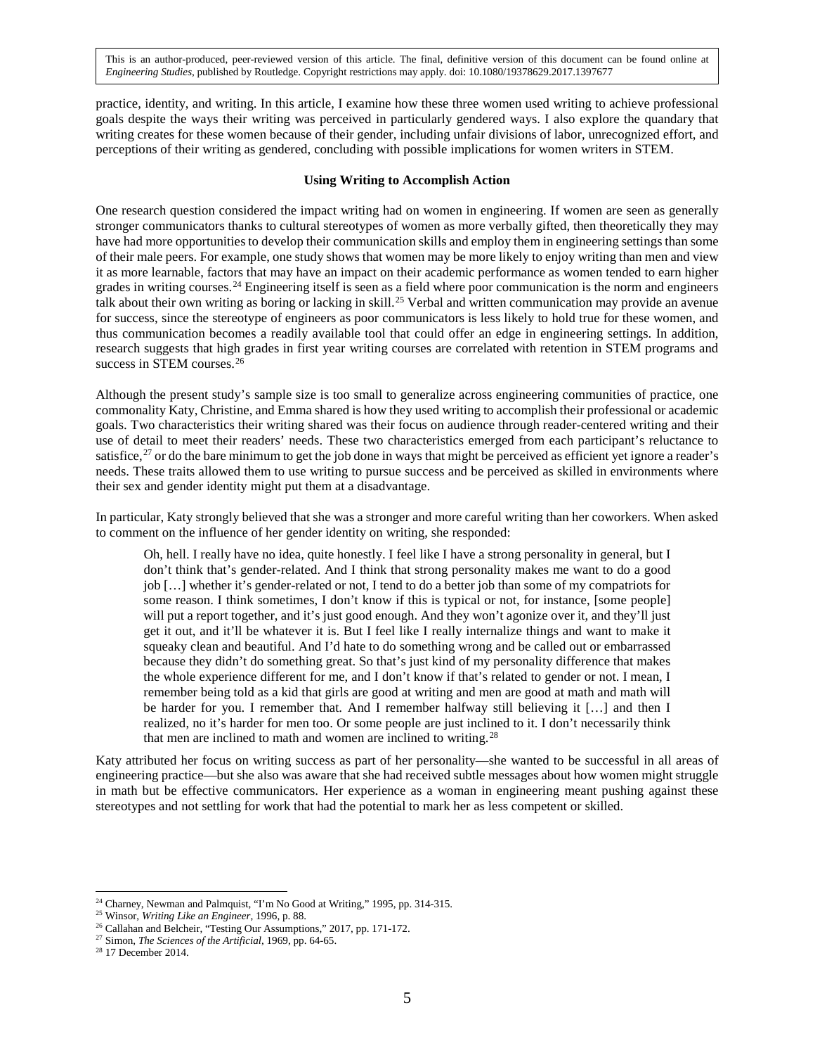practice, identity, and writing. In this article, I examine how these three women used writing to achieve professional goals despite the ways their writing was perceived in particularly gendered ways. I also explore the quandary that writing creates for these women because of their gender, including unfair divisions of labor, unrecognized effort, and perceptions of their writing as gendered, concluding with possible implications for women writers in STEM.

### Using Writing to Accomplish Action

One research question considered the impact writing had on women in engineering. If women are seen as generally stronger communicators thanks to cultural stereotypes of women as more verbally gifted, then theoretically they may have had more opportunities to develop their communication skills and employ them in engineering settings than some of their male peers. For example, one study shows that women may be more likely to enjoy writing than men and view it as more learnable, factors that may have an impact on their academic performance as women tended to earn higher grades in writing courses.[24] Engineering itself is seen as a field where poor communication is the norm and engineers talk about their own writing as boring or lacking in skill.[25] Verbal and written communication may provide an avenue for success, since the stereotype of engineers as poor communicators is less likely to hold true for these women, and thus communication becomes a readily available tool that could offer an edge in engineering settings. In addition, research suggests that high grades in first year writing courses are correlated with retention in STEM programs and success in STEM courses.[26]

Although the present study's sample size is too small to generalize across engineering communities of practice, one commonality Katy, Christine, and Emma shared is how they used writing to accomplish their professional or academic goals. Two characteristics their writing shared was their focus on audience through reader-centered writing and their use of detail to meet their readers' needs. These two characteristics emerged from each participant's reluctance to satisfice,[27] or do the bare minimum to get the job done in ways that might be perceived as efficient yet ignore a reader's needs. These traits allowed them to use writing to pursue success and be perceived as skilled in environments where their sex and gender identity might put them at a disadvantage.

In particular, Katy strongly believed that she was a stronger and more careful writing than her coworkers. When asked to comment on the influence of her gender identity on writing, she responded:

> Oh, hell. I really have no idea, quite honestly. I feel like I have a strong personality in general, but I don't think that's gender-related. And I think that strong personality makes me want to do a good job […] whether it's gender-related or not, I tend to do a better job than some of my compatriots for some reason. I think sometimes, I don't know if this is typical or not, for instance, [some people] will put a report together, and it's just good enough. And they won't agonize over it, and they'll just get it out, and it'll be whatever it is. But I feel like I really internalize things and want to make it squeaky clean and beautiful. And I'd hate to do something wrong and be called out or embarrassed because they didn't do something great. So that's just kind of my personality difference that makes the whole experience different for me, and I don't know if that's related to gender or not. I mean, I remember being told as a kid that girls are good at writing and men are good at math and math will be harder for you. I remember that. And I remember halfway still believing it […] and then I realized, no it's harder for men too. Or some people are just inclined to it. I don't necessarily think that men are inclined to math and women are inclined to writing.[28]

Katy attributed her focus on writing success as part of her personality—she wanted to be successful in all areas of engineering practice—but she also was aware that she had received subtle messages about how women might struggle in math but be effective communicators. Her experience as a woman in engineering meant pushing against these stereotypes and not settling for work that had the potential to mark her as less competent or skilled.

---

[24] Charney, Newman and Palmquist, "I'm No Good at Writing," 1995, pp. 314-315.
[25] Winsor, *Writing Like an Engineer*, 1996, p. 88.
[26] Callahan and Belcheir, "Testing Our Assumptions," 2017, pp. 171-172.
[27] Simon, *The Sciences of the Artificial*, 1969, pp. 64-65.
[28] 17 December 2014.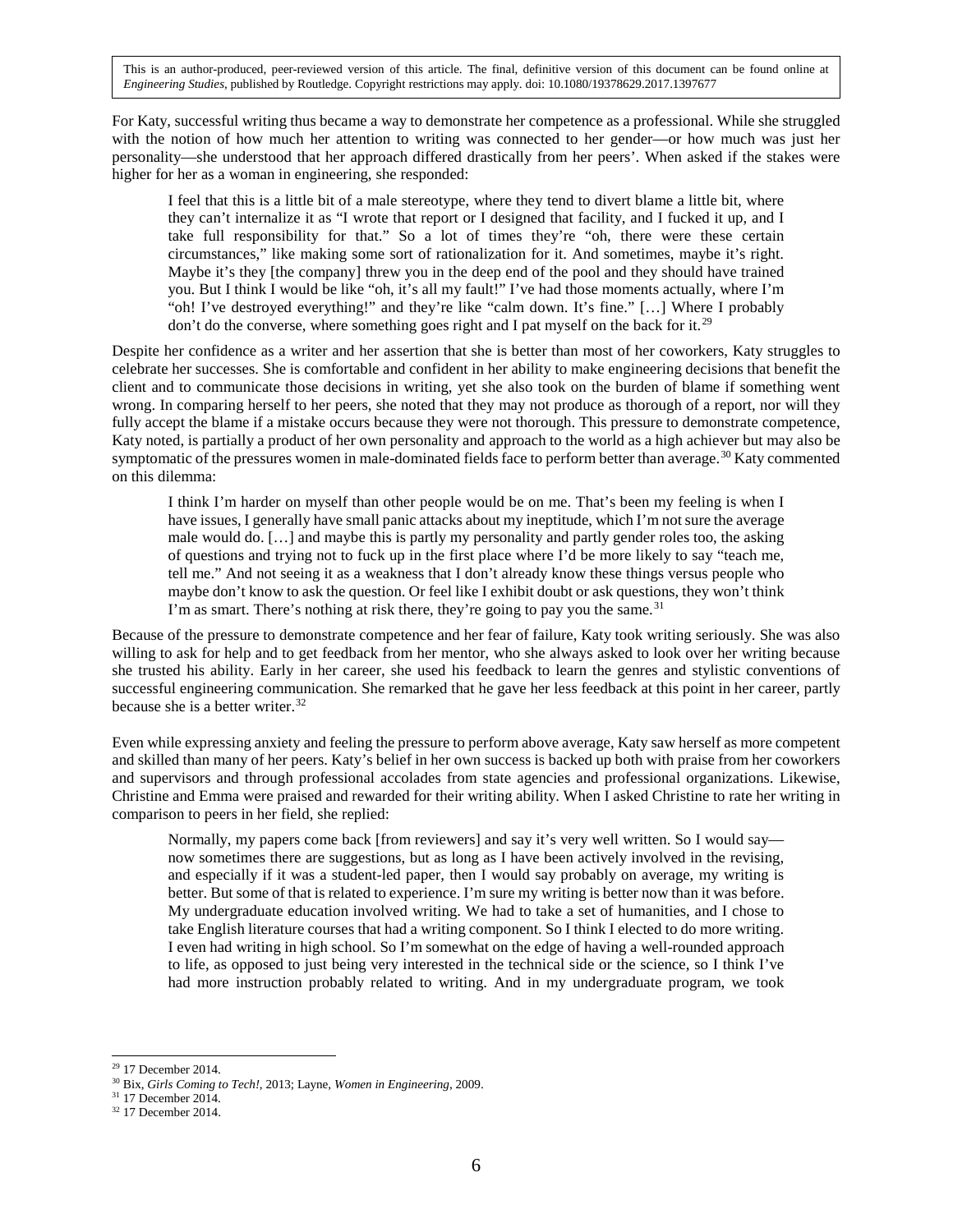For Katy, successful writing thus became a way to demonstrate her competence as a professional. While she struggled with the notion of how much her attention to writing was connected to her gender—or how much was just her personality—she understood that her approach differed drastically from her peers'. When asked if the stakes were higher for her as a woman in engineering, she responded:

> I feel that this is a little bit of a male stereotype, where they tend to divert blame a little bit, where they can't internalize it as "I wrote that report or I designed that facility, and I fucked it up, and I take full responsibility for that." So a lot of times they're "oh, there were these certain circumstances," like making some sort of rationalization for it. And sometimes, maybe it's right. Maybe it's they [the company] threw you in the deep end of the pool and they should have trained you. But I think I would be like "oh, it's all my fault!" I've had those moments actually, where I'm "oh! I've destroyed everything!" and they're like "calm down. It's fine." [...] Where I probably don't do the converse, where something goes right and I pat myself on the back for it.[29]

Despite her confidence as a writer and her assertion that she is better than most of her coworkers, Katy struggles to celebrate her successes. She is comfortable and confident in her ability to make engineering decisions that benefit the client and to communicate those decisions in writing, yet she also took on the burden of blame if something went wrong. In comparing herself to her peers, she noted that they may not produce as thorough of a report, nor will they fully accept the blame if a mistake occurs because they were not thorough. This pressure to demonstrate competence, Katy noted, is partially a product of her own personality and approach to the world as a high achiever but may also be symptomatic of the pressures women in male-dominated fields face to perform better than average.[30] Katy commented on this dilemma:

> I think I'm harder on myself than other people would be on me. That's been my feeling is when I have issues, I generally have small panic attacks about my ineptitude, which I'm not sure the average male would do. [...] and maybe this is partly my personality and partly gender roles too, the asking of questions and trying not to fuck up in the first place where I'd be more likely to say "teach me, tell me." And not seeing it as a weakness that I don't already know these things versus people who maybe don't know to ask the question. Or feel like I exhibit doubt or ask questions, they won't think I'm as smart. There's nothing at risk there, they're going to pay you the same.[31]

Because of the pressure to demonstrate competence and her fear of failure, Katy took writing seriously. She was also willing to ask for help and to get feedback from her mentor, who she always asked to look over her writing because she trusted his ability. Early in her career, she used his feedback to learn the genres and stylistic conventions of successful engineering communication. She remarked that he gave her less feedback at this point in her career, partly because she is a better writer.[32]

Even while expressing anxiety and feeling the pressure to perform above average, Katy saw herself as more competent and skilled than many of her peers. Katy's belief in her own success is backed up both with praise from her coworkers and supervisors and through professional accolades from state agencies and professional organizations. Likewise, Christine and Emma were praised and rewarded for their writing ability. When I asked Christine to rate her writing in comparison to peers in her field, she replied:

> Normally, my papers come back [from reviewers] and say it's very well written. So I would say—now sometimes there are suggestions, but as long as I have been actively involved in the revising, and especially if it was a student-led paper, then I would say probably on average, my writing is better. But some of that is related to experience. I'm sure my writing is better now than it was before. My undergraduate education involved writing. We had to take a set of humanities, and I chose to take English literature courses that had a writing component. So I think I elected to do more writing. I even had writing in high school. So I'm somewhat on the edge of having a well-rounded approach to life, as opposed to just being very interested in the technical side or the science, so I think I've had more instruction probably related to writing. And in my undergraduate program, we took

---

[29] 17 December 2014.

[30] Bix, *Girls Coming to Tech!*, 2013; Layne, *Women in Engineering*, 2009.

[31] 17 December 2014.

[32] 17 December 2014.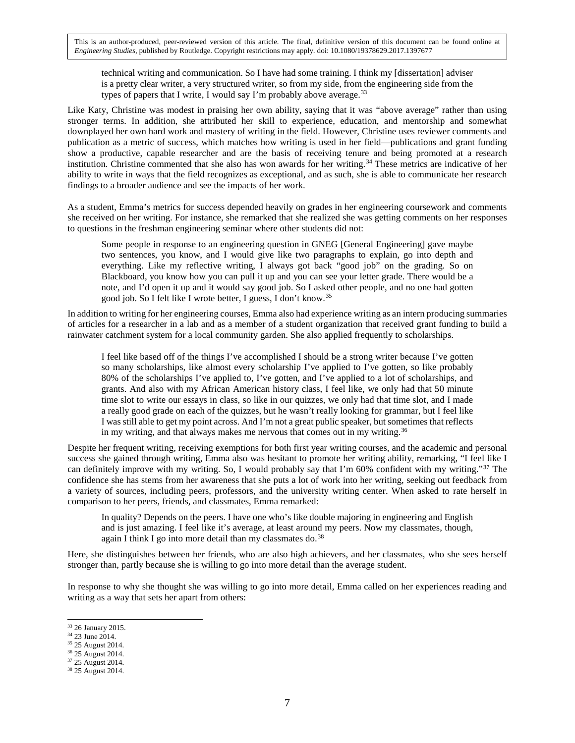> technical writing and communication. So I have had some training. I think my [dissertation] adviser is a pretty clear writer, a very structured writer, so from my side, from the engineering side from the types of papers that I write, I would say I'm probably above average.[33]

Like Katy, Christine was modest in praising her own ability, saying that it was "above average" rather than using stronger terms. In addition, she attributed her skill to experience, education, and mentorship and somewhat downplayed her own hard work and mastery of writing in the field. However, Christine uses reviewer comments and publication as a metric of success, which matches how writing is used in her field—publications and grant funding show a productive, capable researcher and are the basis of receiving tenure and being promoted at a research institution. Christine commented that she also has won awards for her writing.[34] These metrics are indicative of her ability to write in ways that the field recognizes as exceptional, and as such, she is able to communicate her research findings to a broader audience and see the impacts of her work.

As a student, Emma's metrics for success depended heavily on grades in her engineering coursework and comments she received on her writing. For instance, she remarked that she realized she was getting comments on her responses to questions in the freshman engineering seminar where other students did not:

> Some people in response to an engineering question in GNEG [General Engineering] gave maybe two sentences, you know, and I would give like two paragraphs to explain, go into depth and everything. Like my reflective writing, I always got back "good job" on the grading. So on Blackboard, you know how you can pull it up and you can see your letter grade. There would be a note, and I'd open it up and it would say good job. So I asked other people, and no one had gotten good job. So I felt like I wrote better, I guess, I don't know.[35]

In addition to writing for her engineering courses, Emma also had experience writing as an intern producing summaries of articles for a researcher in a lab and as a member of a student organization that received grant funding to build a rainwater catchment system for a local community garden. She also applied frequently to scholarships.

> I feel like based off of the things I've accomplished I should be a strong writer because I've gotten so many scholarships, like almost every scholarship I've applied to I've gotten, so like probably 80% of the scholarships I've applied to, I've gotten, and I've applied to a lot of scholarships, and grants. And also with my African American history class, I feel like, we only had that 50 minute time slot to write our essays in class, so like in our quizzes, we only had that time slot, and I made a really good grade on each of the quizzes, but he wasn't really looking for grammar, but I feel like I was still able to get my point across. And I'm not a great public speaker, but sometimes that reflects in my writing, and that always makes me nervous that comes out in my writing.[36]

Despite her frequent writing, receiving exemptions for both first year writing courses, and the academic and personal success she gained through writing, Emma also was hesitant to promote her writing ability, remarking, "I feel like I can definitely improve with my writing. So, I would probably say that I'm 60% confident with my writing."[37] The confidence she has stems from her awareness that she puts a lot of work into her writing, seeking out feedback from a variety of sources, including peers, professors, and the university writing center. When asked to rate herself in comparison to her peers, friends, and classmates, Emma remarked:

> In quality? Depends on the peers. I have one who's like double majoring in engineering and English and is just amazing. I feel like it's average, at least around my peers. Now my classmates, though, again I think I go into more detail than my classmates do.[38]

Here, she distinguishes between her friends, who are also high achievers, and her classmates, who she sees herself stronger than, partly because she is willing to go into more detail than the average student.

In response to why she thought she was willing to go into more detail, Emma called on her experiences reading and writing as a way that sets her apart from others:

---

[33] 26 January 2015.

[34] 23 June 2014.

[35] 25 August 2014.

[36] 25 August 2014.

[37] 25 August 2014.

[38] 25 August 2014.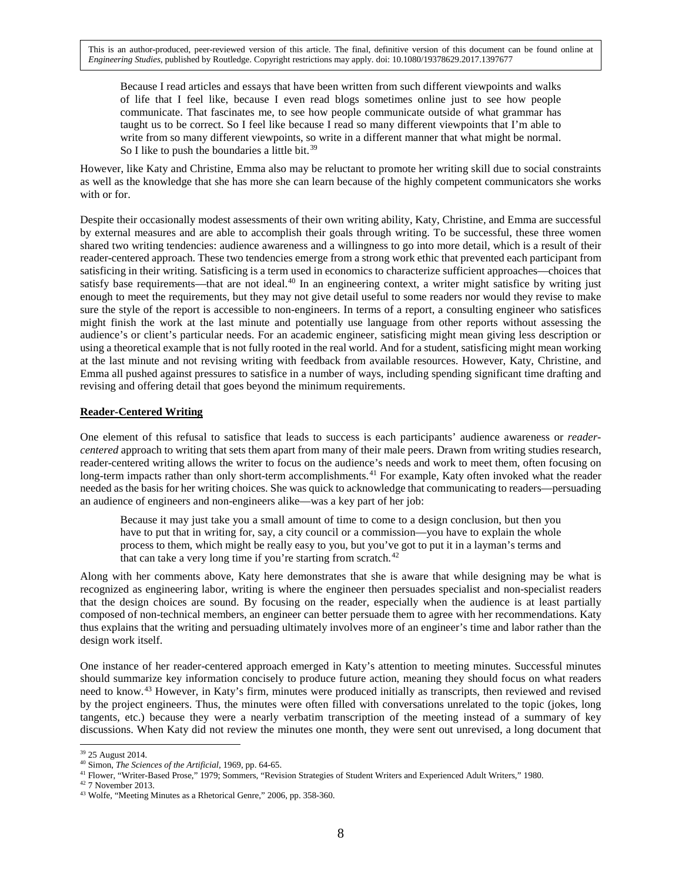> Because I read articles and essays that have been written from such different viewpoints and walks of life that I feel like, because I even read blogs sometimes online just to see how people communicate. That fascinates me, to see how people communicate outside of what grammar has taught us to be correct. So I feel like because I read so many different viewpoints that I'm able to write from so many different viewpoints, so write in a different manner that what might be normal. So I like to push the boundaries a little bit.[39]

However, like Katy and Christine, Emma also may be reluctant to promote her writing skill due to social constraints as well as the knowledge that she has more she can learn because of the highly competent communicators she works with or for.

Despite their occasionally modest assessments of their own writing ability, Katy, Christine, and Emma are successful by external measures and are able to accomplish their goals through writing. To be successful, these three women shared two writing tendencies: audience awareness and a willingness to go into more detail, which is a result of their reader-centered approach. These two tendencies emerge from a strong work ethic that prevented each participant from satisficing in their writing. Satisficing is a term used in economics to characterize sufficient approaches—choices that satisfy base requirements—that are not ideal.[40] In an engineering context, a writer might satisfice by writing just enough to meet the requirements, but they may not give detail useful to some readers nor would they revise to make sure the style of the report is accessible to non-engineers. In terms of a report, a consulting engineer who satisfices might finish the work at the last minute and potentially use language from other reports without assessing the audience's or client's particular needs. For an academic engineer, satisficing might mean giving less description or using a theoretical example that is not fully rooted in the real world. And for a student, satisficing might mean working at the last minute and not revising writing with feedback from available resources. However, Katy, Christine, and Emma all pushed against pressures to satisfice in a number of ways, including spending significant time drafting and revising and offering detail that goes beyond the minimum requirements.

## Reader-Centered Writing

One element of this refusal to satisfice that leads to success is each participants' audience awareness or *reader-centered* approach to writing that sets them apart from many of their male peers. Drawn from writing studies research, reader-centered writing allows the writer to focus on the audience's needs and work to meet them, often focusing on long-term impacts rather than only short-term accomplishments.[41] For example, Katy often invoked what the reader needed as the basis for her writing choices. She was quick to acknowledge that communicating to readers—persuading an audience of engineers and non-engineers alike—was a key part of her job:

> Because it may just take you a small amount of time to come to a design conclusion, but then you have to put that in writing for, say, a city council or a commission—you have to explain the whole process to them, which might be really easy to you, but you've got to put it in a layman's terms and that can take a very long time if you're starting from scratch.[42]

Along with her comments above, Katy here demonstrates that she is aware that while designing may be what is recognized as engineering labor, writing is where the engineer then persuades specialist and non-specialist readers that the design choices are sound. By focusing on the reader, especially when the audience is at least partially composed of non-technical members, an engineer can better persuade them to agree with her recommendations. Katy thus explains that the writing and persuading ultimately involves more of an engineer's time and labor rather than the design work itself.

One instance of her reader-centered approach emerged in Katy's attention to meeting minutes. Successful minutes should summarize key information concisely to produce future action, meaning they should focus on what readers need to know.[43] However, in Katy's firm, minutes were produced initially as transcripts, then reviewed and revised by the project engineers. Thus, the minutes were often filled with conversations unrelated to the topic (jokes, long tangents, etc.) because they were a nearly verbatim transcription of the meeting instead of a summary of key discussions. When Katy did not review the minutes one month, they were sent out unrevised, a long document that

---

[39] 25 August 2014.

[40] Simon, *The Sciences of the Artificial*, 1969, pp. 64-65.

[41] Flower, "Writer-Based Prose," 1979; Sommers, "Revision Strategies of Student Writers and Experienced Adult Writers," 1980.

[42] 7 November 2013.

[43] Wolfe, "Meeting Minutes as a Rhetorical Genre," 2006, pp. 358-360.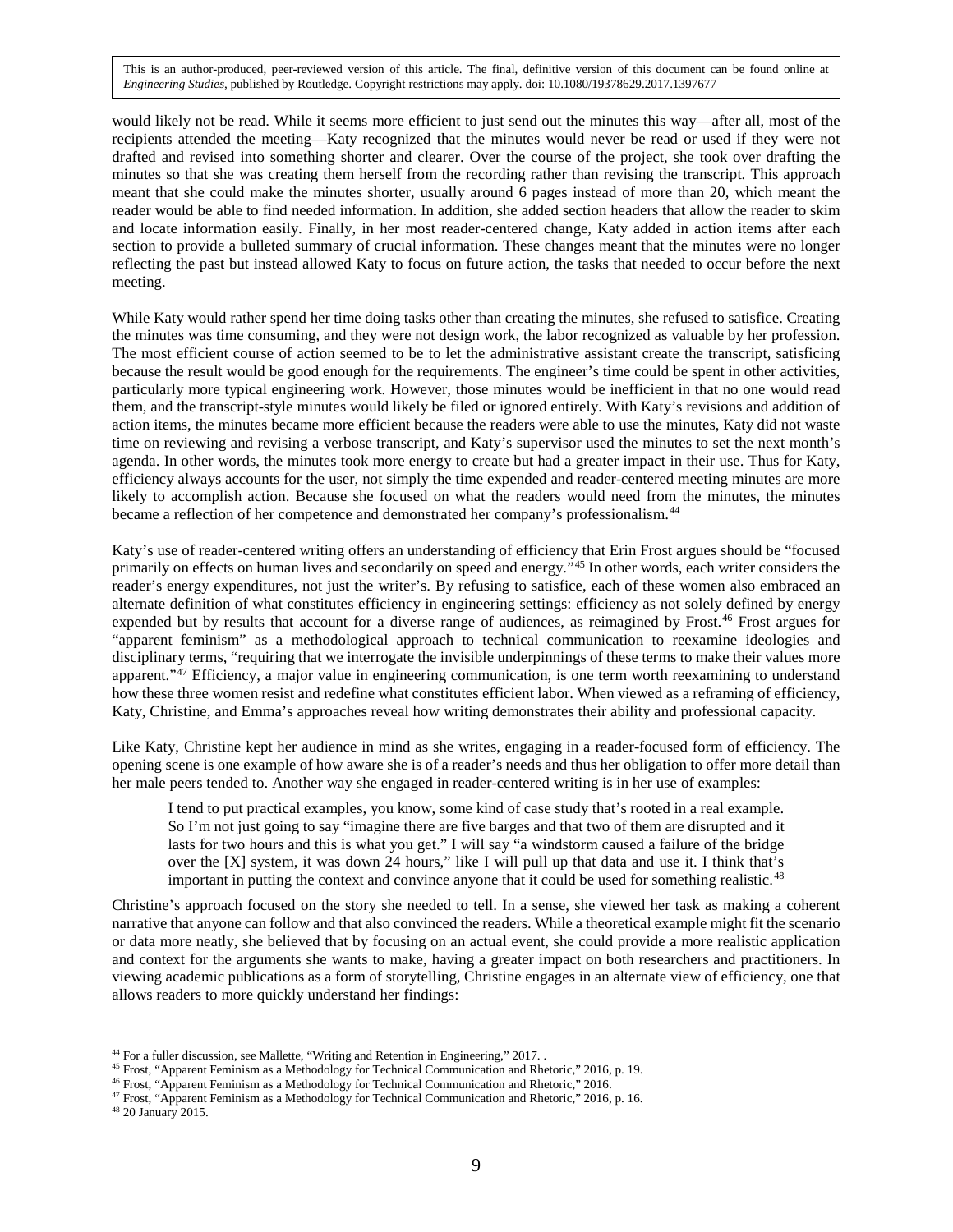would likely not be read. While it seems more efficient to just send out the minutes this way—after all, most of the recipients attended the meeting—Katy recognized that the minutes would never be read or used if they were not drafted and revised into something shorter and clearer. Over the course of the project, she took over drafting the minutes so that she was creating them herself from the recording rather than revising the transcript. This approach meant that she could make the minutes shorter, usually around 6 pages instead of more than 20, which meant the reader would be able to find needed information. In addition, she added section headers that allow the reader to skim and locate information easily. Finally, in her most reader-centered change, Katy added in action items after each section to provide a bulleted summary of crucial information. These changes meant that the minutes were no longer reflecting the past but instead allowed Katy to focus on future action, the tasks that needed to occur before the next meeting.

While Katy would rather spend her time doing tasks other than creating the minutes, she refused to satisfice. Creating the minutes was time consuming, and they were not design work, the labor recognized as valuable by her profession. The most efficient course of action seemed to be to let the administrative assistant create the transcript, satisficing because the result would be good enough for the requirements. The engineer's time could be spent in other activities, particularly more typical engineering work. However, those minutes would be inefficient in that no one would read them, and the transcript-style minutes would likely be filed or ignored entirely. With Katy's revisions and addition of action items, the minutes became more efficient because the readers were able to use the minutes, Katy did not waste time on reviewing and revising a verbose transcript, and Katy's supervisor used the minutes to set the next month's agenda. In other words, the minutes took more energy to create but had a greater impact in their use. Thus for Katy, efficiency always accounts for the user, not simply the time expended and reader-centered meeting minutes are more likely to accomplish action. Because she focused on what the readers would need from the minutes, the minutes became a reflection of her competence and demonstrated her company's professionalism.[44]

Katy's use of reader-centered writing offers an understanding of efficiency that Erin Frost argues should be "focused primarily on effects on human lives and secondarily on speed and energy."[45] In other words, each writer considers the reader's energy expenditures, not just the writer's. By refusing to satisfice, each of these women also embraced an alternate definition of what constitutes efficiency in engineering settings: efficiency as not solely defined by energy expended but by results that account for a diverse range of audiences, as reimagined by Frost.[46] Frost argues for "apparent feminism" as a methodological approach to technical communication to reexamine ideologies and disciplinary terms, "requiring that we interrogate the invisible underpinnings of these terms to make their values more apparent."[47] Efficiency, a major value in engineering communication, is one term worth reexamining to understand how these three women resist and redefine what constitutes efficient labor. When viewed as a reframing of efficiency, Katy, Christine, and Emma's approaches reveal how writing demonstrates their ability and professional capacity.

Like Katy, Christine kept her audience in mind as she writes, engaging in a reader-focused form of efficiency. The opening scene is one example of how aware she is of a reader's needs and thus her obligation to offer more detail than her male peers tended to. Another way she engaged in reader-centered writing is in her use of examples:

> I tend to put practical examples, you know, some kind of case study that's rooted in a real example. So I'm not just going to say "imagine there are five barges and that two of them are disrupted and it lasts for two hours and this is what you get." I will say "a windstorm caused a failure of the bridge over the [X] system, it was down 24 hours," like I will pull up that data and use it. I think that's important in putting the context and convince anyone that it could be used for something realistic.[48]

Christine's approach focused on the story she needed to tell. In a sense, she viewed her task as making a coherent narrative that anyone can follow and that also convinced the readers. While a theoretical example might fit the scenario or data more neatly, she believed that by focusing on an actual event, she could provide a more realistic application and context for the arguments she wants to make, having a greater impact on both researchers and practitioners. In viewing academic publications as a form of storytelling, Christine engages in an alternate view of efficiency, one that allows readers to more quickly understand her findings:

---

[44] For a fuller discussion, see Mallette, "Writing and Retention in Engineering," 2017. .

[45] Frost, "Apparent Feminism as a Methodology for Technical Communication and Rhetoric," 2016, p. 19.

[46] Frost, "Apparent Feminism as a Methodology for Technical Communication and Rhetoric," 2016.

[47] Frost, "Apparent Feminism as a Methodology for Technical Communication and Rhetoric," 2016, p. 16.

[48] 20 January 2015.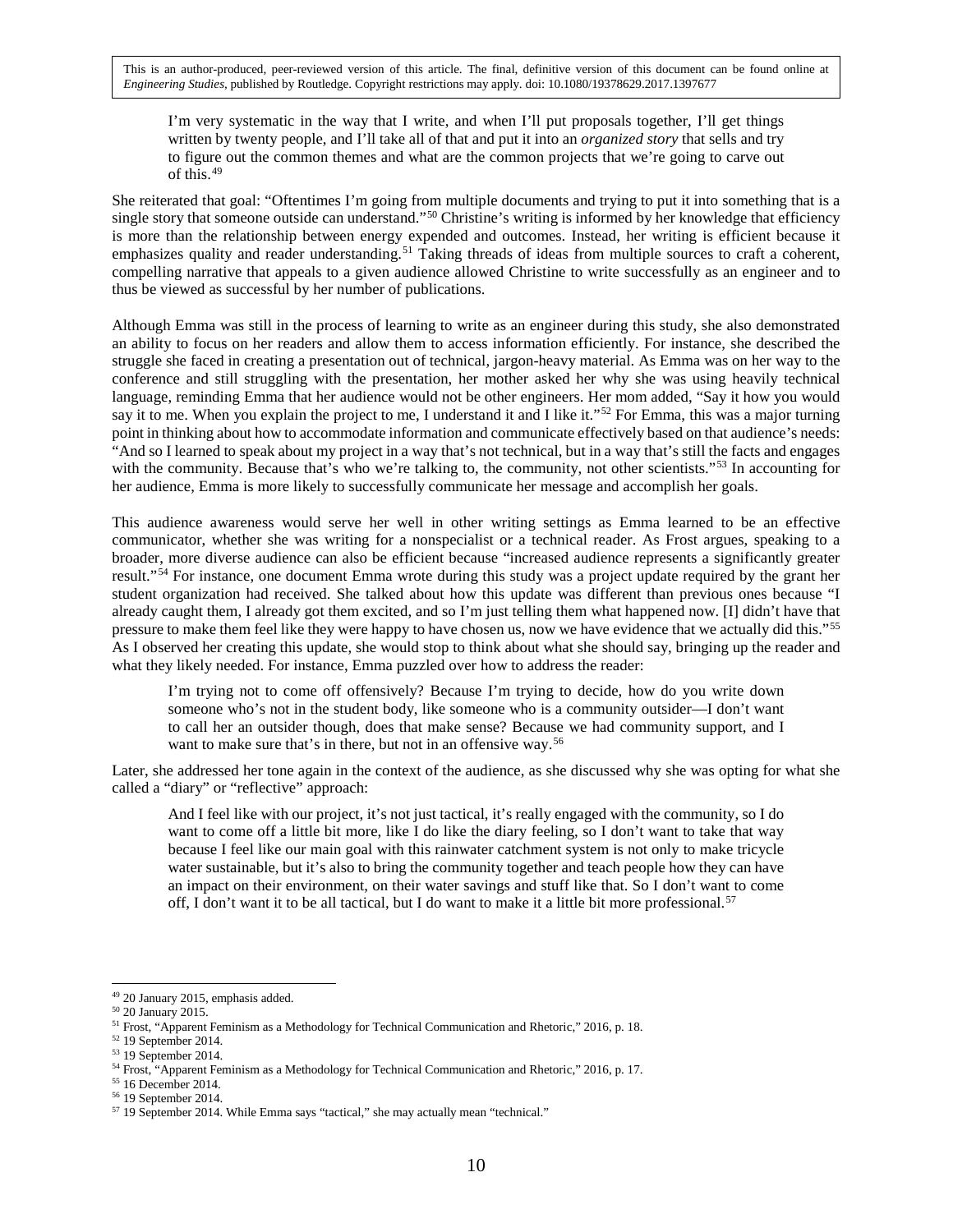> I'm very systematic in the way that I write, and when I'll put proposals together, I'll get things written by twenty people, and I'll take all of that and put it into an *organized story* that sells and try to figure out the common themes and what are the common projects that we're going to carve out of this.[49]

She reiterated that goal: "Oftentimes I'm going from multiple documents and trying to put it into something that is a single story that someone outside can understand."[50] Christine's writing is informed by her knowledge that efficiency is more than the relationship between energy expended and outcomes. Instead, her writing is efficient because it emphasizes quality and reader understanding.[51] Taking threads of ideas from multiple sources to craft a coherent, compelling narrative that appeals to a given audience allowed Christine to write successfully as an engineer and to thus be viewed as successful by her number of publications.

Although Emma was still in the process of learning to write as an engineer during this study, she also demonstrated an ability to focus on her readers and allow them to access information efficiently. For instance, she described the struggle she faced in creating a presentation out of technical, jargon-heavy material. As Emma was on her way to the conference and still struggling with the presentation, her mother asked her why she was using heavily technical language, reminding Emma that her audience would not be other engineers. Her mom added, "Say it how you would say it to me. When you explain the project to me, I understand it and I like it."[52] For Emma, this was a major turning point in thinking about how to accommodate information and communicate effectively based on that audience's needs: "And so I learned to speak about my project in a way that's not technical, but in a way that's still the facts and engages with the community. Because that's who we're talking to, the community, not other scientists."[53] In accounting for her audience, Emma is more likely to successfully communicate her message and accomplish her goals.

This audience awareness would serve her well in other writing settings as Emma learned to be an effective communicator, whether she was writing for a nonspecialist or a technical reader. As Frost argues, speaking to a broader, more diverse audience can also be efficient because "increased audience represents a significantly greater result."[54] For instance, one document Emma wrote during this study was a project update required by the grant her student organization had received. She talked about how this update was different than previous ones because "I already caught them, I already got them excited, and so I'm just telling them what happened now. [I] didn't have that pressure to make them feel like they were happy to have chosen us, now we have evidence that we actually did this."[55] As I observed her creating this update, she would stop to think about what she should say, bringing up the reader and what they likely needed. For instance, Emma puzzled over how to address the reader:

> I'm trying not to come off offensively? Because I'm trying to decide, how do you write down someone who's not in the student body, like someone who is a community outsider—I don't want to call her an outsider though, does that make sense? Because we had community support, and I want to make sure that's in there, but not in an offensive way.[56]

Later, she addressed her tone again in the context of the audience, as she discussed why she was opting for what she called a "diary" or "reflective" approach:

> And I feel like with our project, it's not just tactical, it's really engaged with the community, so I do want to come off a little bit more, like I do like the diary feeling, so I don't want to take that way because I feel like our main goal with this rainwater catchment system is not only to make tricycle water sustainable, but it's also to bring the community together and teach people how they can have an impact on their environment, on their water savings and stuff like that. So I don't want to come off, I don't want it to be all tactical, but I do want to make it a little bit more professional.[57]

---

[49] 20 January 2015, emphasis added.
[50] 20 January 2015.
[51] Frost, "Apparent Feminism as a Methodology for Technical Communication and Rhetoric," 2016, p. 18.
[52] 19 September 2014.
[53] 19 September 2014.
[54] Frost, "Apparent Feminism as a Methodology for Technical Communication and Rhetoric," 2016, p. 17.
[55] 16 December 2014.
[56] 19 September 2014.
[57] 19 September 2014. While Emma says "tactical," she may actually mean "technical."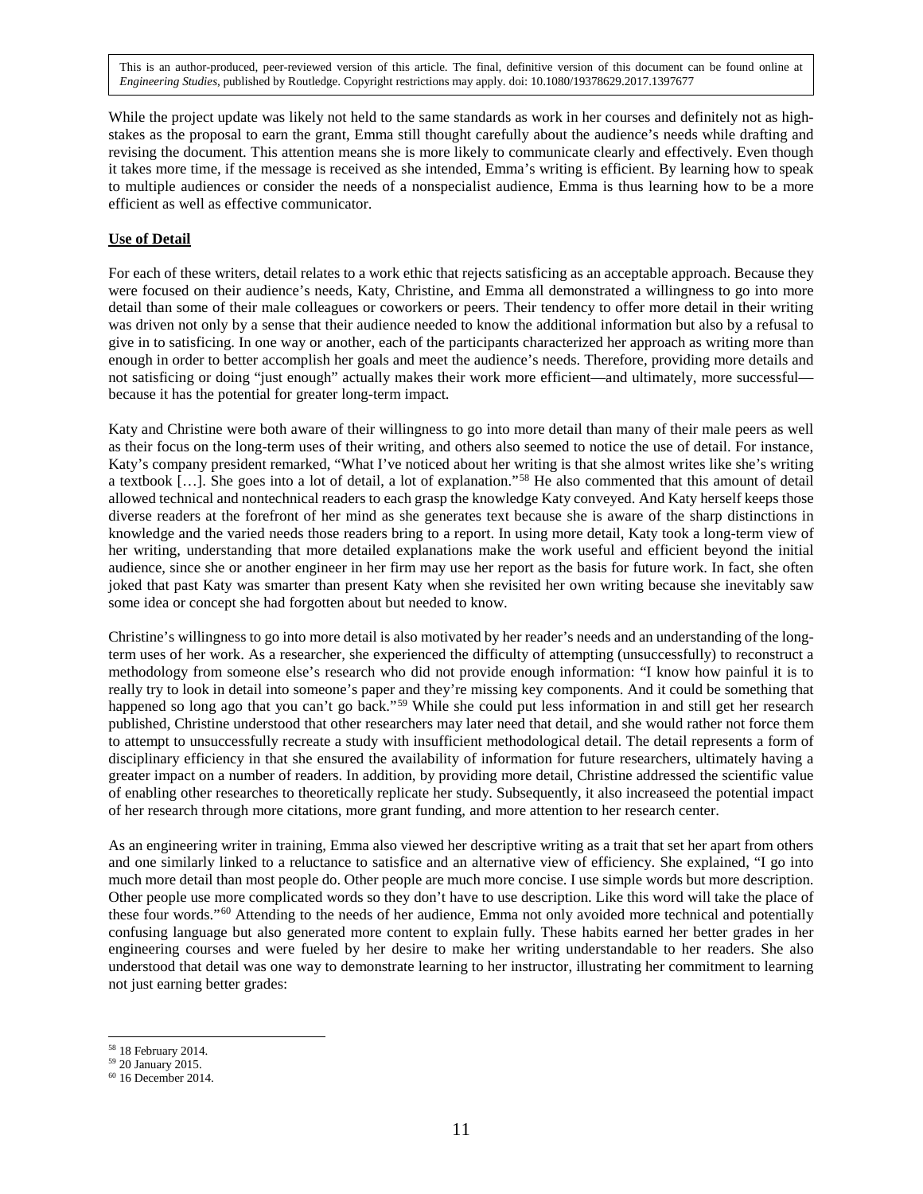While the project update was likely not held to the same standards as work in her courses and definitely not as high-stakes as the proposal to earn the grant, Emma still thought carefully about the audience's needs while drafting and revising the document. This attention means she is more likely to communicate clearly and effectively. Even though it takes more time, if the message is received as she intended, Emma's writing is efficient. By learning how to speak to multiple audiences or consider the needs of a nonspecialist audience, Emma is thus learning how to be a more efficient as well as effective communicator.

**Use of Detail**

For each of these writers, detail relates to a work ethic that rejects satisficing as an acceptable approach. Because they were focused on their audience's needs, Katy, Christine, and Emma all demonstrated a willingness to go into more detail than some of their male colleagues or coworkers or peers. Their tendency to offer more detail in their writing was driven not only by a sense that their audience needed to know the additional information but also by a refusal to give in to satisficing. In one way or another, each of the participants characterized her approach as writing more than enough in order to better accomplish her goals and meet the audience's needs. Therefore, providing more details and not satisficing or doing "just enough" actually makes their work more efficient—and ultimately, more successful—because it has the potential for greater long-term impact.

Katy and Christine were both aware of their willingness to go into more detail than many of their male peers as well as their focus on the long-term uses of their writing, and others also seemed to notice the use of detail. For instance, Katy's company president remarked, "What I've noticed about her writing is that she almost writes like she's writing a textbook […]. She goes into a lot of detail, a lot of explanation."[58] He also commented that this amount of detail allowed technical and nontechnical readers to each grasp the knowledge Katy conveyed. And Katy herself keeps those diverse readers at the forefront of her mind as she generates text because she is aware of the sharp distinctions in knowledge and the varied needs those readers bring to a report. In using more detail, Katy took a long-term view of her writing, understanding that more detailed explanations make the work useful and efficient beyond the initial audience, since she or another engineer in her firm may use her report as the basis for future work. In fact, she often joked that past Katy was smarter than present Katy when she revisited her own writing because she inevitably saw some idea or concept she had forgotten about but needed to know.

Christine's willingness to go into more detail is also motivated by her reader's needs and an understanding of the long-term uses of her work. As a researcher, she experienced the difficulty of attempting (unsuccessfully) to reconstruct a methodology from someone else's research who did not provide enough information: "I know how painful it is to really try to look in detail into someone's paper and they're missing key components. And it could be something that happened so long ago that you can't go back."[59] While she could put less information in and still get her research published, Christine understood that other researchers may later need that detail, and she would rather not force them to attempt to unsuccessfully recreate a study with insufficient methodological detail. The detail represents a form of disciplinary efficiency in that she ensured the availability of information for future researchers, ultimately having a greater impact on a number of readers. In addition, by providing more detail, Christine addressed the scientific value of enabling other researches to theoretically replicate her study. Subsequently, it also increaseed the potential impact of her research through more citations, more grant funding, and more attention to her research center.

As an engineering writer in training, Emma also viewed her descriptive writing as a trait that set her apart from others and one similarly linked to a reluctance to satisfice and an alternative view of efficiency. She explained, "I go into much more detail than most people do. Other people are much more concise. I use simple words but more description. Other people use more complicated words so they don't have to use description. Like this word will take the place of these four words."[60] Attending to the needs of her audience, Emma not only avoided more technical and potentially confusing language but also generated more content to explain fully. These habits earned her better grades in her engineering courses and were fueled by her desire to make her writing understandable to her readers. She also understood that detail was one way to demonstrate learning to her instructor, illustrating her commitment to learning not just earning better grades:

[58] 18 February 2014.
[59] 20 January 2015.
[60] 16 December 2014.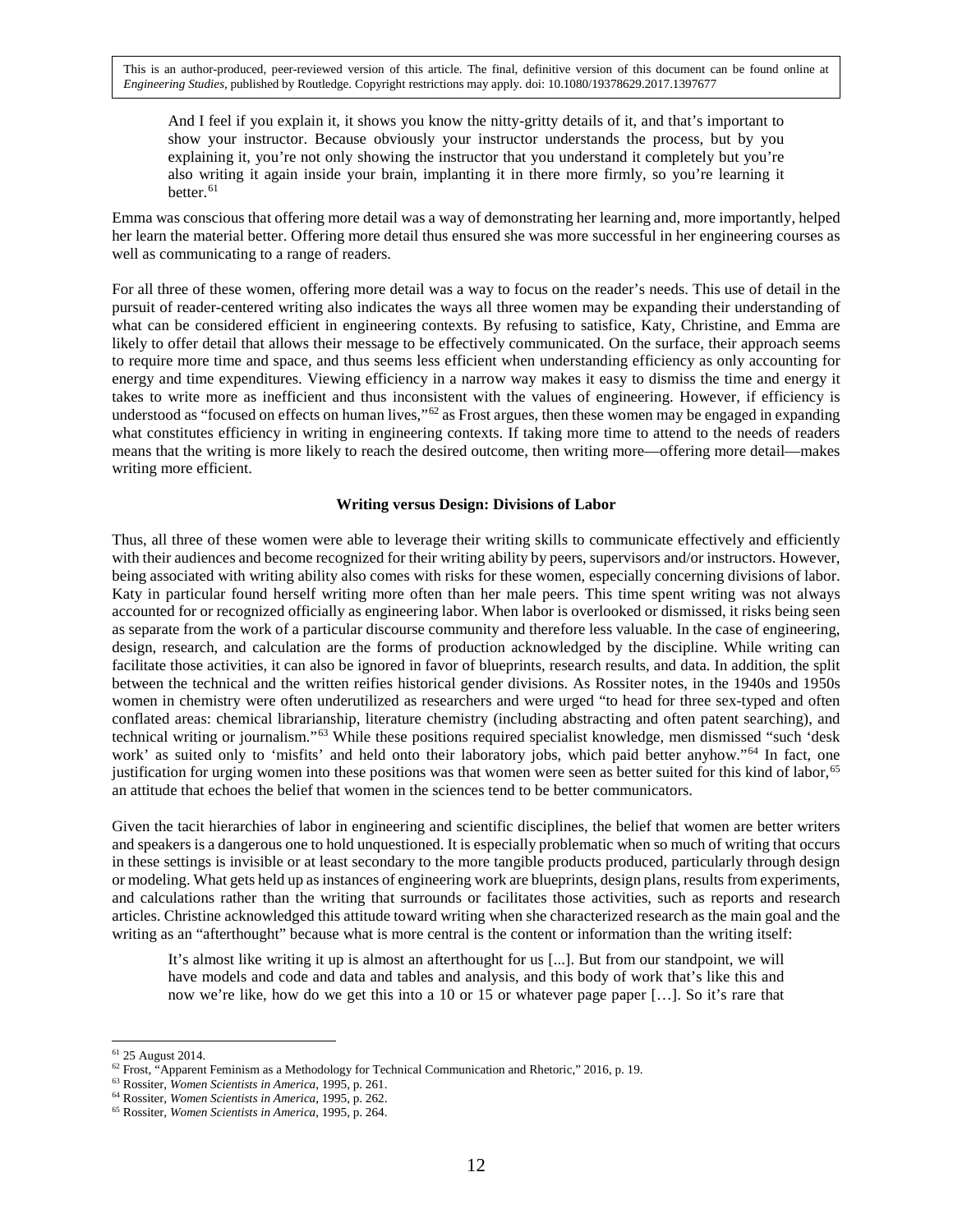> And I feel if you explain it, it shows you know the nitty-gritty details of it, and that's important to show your instructor. Because obviously your instructor understands the process, but by you explaining it, you're not only showing the instructor that you understand it completely but you're also writing it again inside your brain, implanting it in there more firmly, so you're learning it better.[61]

Emma was conscious that offering more detail was a way of demonstrating her learning and, more importantly, helped her learn the material better. Offering more detail thus ensured she was more successful in her engineering courses as well as communicating to a range of readers.

For all three of these women, offering more detail was a way to focus on the reader's needs. This use of detail in the pursuit of reader-centered writing also indicates the ways all three women may be expanding their understanding of what can be considered efficient in engineering contexts. By refusing to satisfice, Katy, Christine, and Emma are likely to offer detail that allows their message to be effectively communicated. On the surface, their approach seems to require more time and space, and thus seems less efficient when understanding efficiency as only accounting for energy and time expenditures. Viewing efficiency in a narrow way makes it easy to dismiss the time and energy it takes to write more as inefficient and thus inconsistent with the values of engineering. However, if efficiency is understood as "focused on effects on human lives,"[62] as Frost argues, then these women may be engaged in expanding what constitutes efficiency in writing in engineering contexts. If taking more time to attend to the needs of readers means that the writing is more likely to reach the desired outcome, then writing more—offering more detail—makes writing more efficient.

## Writing versus Design: Divisions of Labor

Thus, all three of these women were able to leverage their writing skills to communicate effectively and efficiently with their audiences and become recognized for their writing ability by peers, supervisors and/or instructors. However, being associated with writing ability also comes with risks for these women, especially concerning divisions of labor. Katy in particular found herself writing more often than her male peers. This time spent writing was not always accounted for or recognized officially as engineering labor. When labor is overlooked or dismissed, it risks being seen as separate from the work of a particular discourse community and therefore less valuable. In the case of engineering, design, research, and calculation are the forms of production acknowledged by the discipline. While writing can facilitate those activities, it can also be ignored in favor of blueprints, research results, and data. In addition, the split between the technical and the written reifies historical gender divisions. As Rossiter notes, in the 1940s and 1950s women in chemistry were often underutilized as researchers and were urged "to head for three sex-typed and often conflated areas: chemical librarianship, literature chemistry (including abstracting and often patent searching), and technical writing or journalism."[63] While these positions required specialist knowledge, men dismissed "such 'desk work' as suited only to 'misfits' and held onto their laboratory jobs, which paid better anyhow."[64] In fact, one justification for urging women into these positions was that women were seen as better suited for this kind of labor,[65] an attitude that echoes the belief that women in the sciences tend to be better communicators.

Given the tacit hierarchies of labor in engineering and scientific disciplines, the belief that women are better writers and speakers is a dangerous one to hold unquestioned. It is especially problematic when so much of writing that occurs in these settings is invisible or at least secondary to the more tangible products produced, particularly through design or modeling. What gets held up as instances of engineering work are blueprints, design plans, results from experiments, and calculations rather than the writing that surrounds or facilitates those activities, such as reports and research articles. Christine acknowledged this attitude toward writing when she characterized research as the main goal and the writing as an "afterthought" because what is more central is the content or information than the writing itself:

> It's almost like writing it up is almost an afterthought for us [...]. But from our standpoint, we will have models and code and data and tables and analysis, and this body of work that's like this and now we're like, how do we get this into a 10 or 15 or whatever page paper […]. So it's rare that

---

[61] 25 August 2014.

[62] Frost, "Apparent Feminism as a Methodology for Technical Communication and Rhetoric," 2016, p. 19.

[63] Rossiter, *Women Scientists in America*, 1995, p. 261.

[64] Rossiter, *Women Scientists in America*, 1995, p. 262.

[65] Rossiter, *Women Scientists in America*, 1995, p. 264.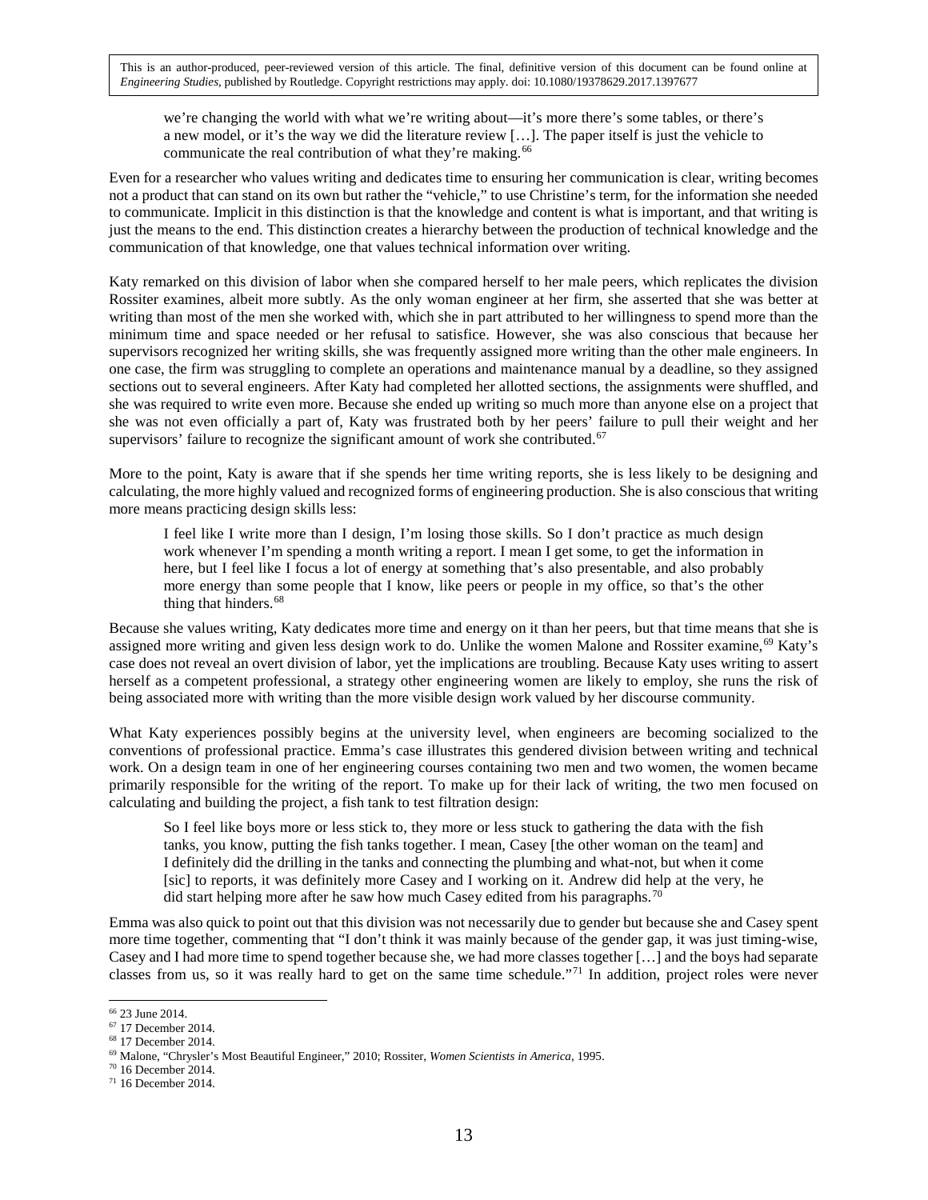> we're changing the world with what we're writing about—it's more there's some tables, or there's a new model, or it's the way we did the literature review […]. The paper itself is just the vehicle to communicate the real contribution of what they're making.[66]

Even for a researcher who values writing and dedicates time to ensuring her communication is clear, writing becomes not a product that can stand on its own but rather the "vehicle," to use Christine's term, for the information she needed to communicate. Implicit in this distinction is that the knowledge and content is what is important, and that writing is just the means to the end. This distinction creates a hierarchy between the production of technical knowledge and the communication of that knowledge, one that values technical information over writing.

Katy remarked on this division of labor when she compared herself to her male peers, which replicates the division Rossiter examines, albeit more subtly. As the only woman engineer at her firm, she asserted that she was better at writing than most of the men she worked with, which she in part attributed to her willingness to spend more than the minimum time and space needed or her refusal to satisfice. However, she was also conscious that because her supervisors recognized her writing skills, she was frequently assigned more writing than the other male engineers. In one case, the firm was struggling to complete an operations and maintenance manual by a deadline, so they assigned sections out to several engineers. After Katy had completed her allotted sections, the assignments were shuffled, and she was required to write even more. Because she ended up writing so much more than anyone else on a project that she was not even officially a part of, Katy was frustrated both by her peers' failure to pull their weight and her supervisors' failure to recognize the significant amount of work she contributed.[67]

More to the point, Katy is aware that if she spends her time writing reports, she is less likely to be designing and calculating, the more highly valued and recognized forms of engineering production. She is also conscious that writing more means practicing design skills less:

> I feel like I write more than I design, I'm losing those skills. So I don't practice as much design work whenever I'm spending a month writing a report. I mean I get some, to get the information in here, but I feel like I focus a lot of energy at something that's also presentable, and also probably more energy than some people that I know, like peers or people in my office, so that's the other thing that hinders.[68]

Because she values writing, Katy dedicates more time and energy on it than her peers, but that time means that she is assigned more writing and given less design work to do. Unlike the women Malone and Rossiter examine,[69] Katy's case does not reveal an overt division of labor, yet the implications are troubling. Because Katy uses writing to assert herself as a competent professional, a strategy other engineering women are likely to employ, she runs the risk of being associated more with writing than the more visible design work valued by her discourse community.

What Katy experiences possibly begins at the university level, when engineers are becoming socialized to the conventions of professional practice. Emma's case illustrates this gendered division between writing and technical work. On a design team in one of her engineering courses containing two men and two women, the women became primarily responsible for the writing of the report. To make up for their lack of writing, the two men focused on calculating and building the project, a fish tank to test filtration design:

> So I feel like boys more or less stick to, they more or less stuck to gathering the data with the fish tanks, you know, putting the fish tanks together. I mean, Casey [the other woman on the team] and I definitely did the drilling in the tanks and connecting the plumbing and what-not, but when it come [sic] to reports, it was definitely more Casey and I working on it. Andrew did help at the very, he did start helping more after he saw how much Casey edited from his paragraphs.[70]

Emma was also quick to point out that this division was not necessarily due to gender but because she and Casey spent more time together, commenting that "I don't think it was mainly because of the gender gap, it was just timing-wise, Casey and I had more time to spend together because she, we had more classes together […] and the boys had separate classes from us, so it was really hard to get on the same time schedule."[71] In addition, project roles were never

[66] 23 June 2014.
[67] 17 December 2014.
[68] 17 December 2014.
[69] Malone, "Chrysler's Most Beautiful Engineer," 2010; Rossiter, *Women Scientists in America*, 1995.
[70] 16 December 2014.
[71] 16 December 2014.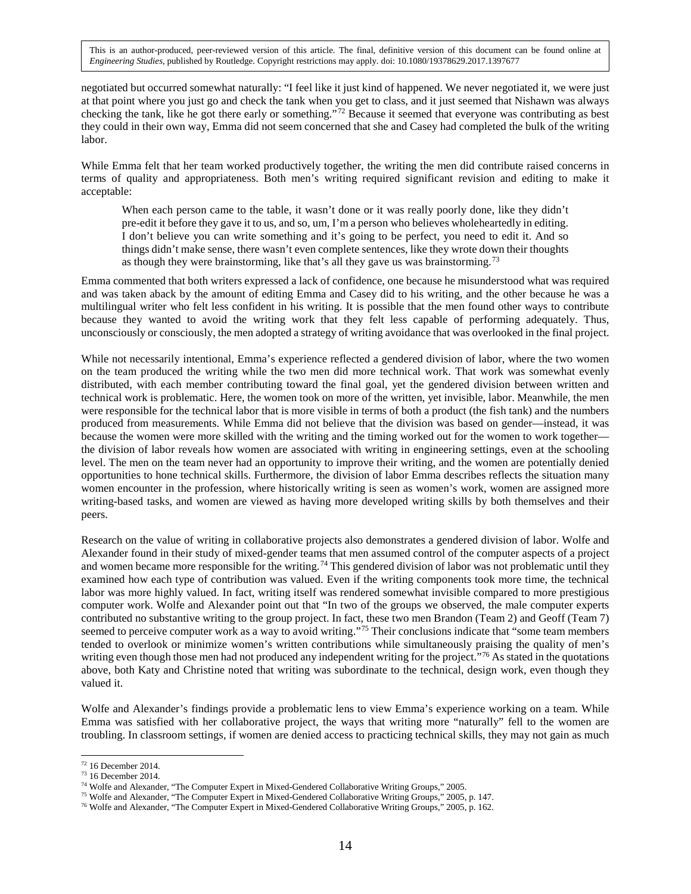negotiated but occurred somewhat naturally: "I feel like it just kind of happened. We never negotiated it, we were just at that point where you just go and check the tank when you get to class, and it just seemed that Nishawn was always checking the tank, like he got there early or something."[72] Because it seemed that everyone was contributing as best they could in their own way, Emma did not seem concerned that she and Casey had completed the bulk of the writing labor.

While Emma felt that her team worked productively together, the writing the men did contribute raised concerns in terms of quality and appropriateness. Both men's writing required significant revision and editing to make it acceptable:

> When each person came to the table, it wasn't done or it was really poorly done, like they didn't pre-edit it before they gave it to us, and so, um, I'm a person who believes wholeheartedly in editing. I don't believe you can write something and it's going to be perfect, you need to edit it. And so things didn't make sense, there wasn't even complete sentences, like they wrote down their thoughts as though they were brainstorming, like that's all they gave us was brainstorming.[73]

Emma commented that both writers expressed a lack of confidence, one because he misunderstood what was required and was taken aback by the amount of editing Emma and Casey did to his writing, and the other because he was a multilingual writer who felt less confident in his writing. It is possible that the men found other ways to contribute because they wanted to avoid the writing work that they felt less capable of performing adequately. Thus, unconsciously or consciously, the men adopted a strategy of writing avoidance that was overlooked in the final project.

While not necessarily intentional, Emma's experience reflected a gendered division of labor, where the two women on the team produced the writing while the two men did more technical work. That work was somewhat evenly distributed, with each member contributing toward the final goal, yet the gendered division between written and technical work is problematic. Here, the women took on more of the written, yet invisible, labor. Meanwhile, the men were responsible for the technical labor that is more visible in terms of both a product (the fish tank) and the numbers produced from measurements. While Emma did not believe that the division was based on gender—instead, it was because the women were more skilled with the writing and the timing worked out for the women to work together—the division of labor reveals how women are associated with writing in engineering settings, even at the schooling level. The men on the team never had an opportunity to improve their writing, and the women are potentially denied opportunities to hone technical skills. Furthermore, the division of labor Emma describes reflects the situation many women encounter in the profession, where historically writing is seen as women's work, women are assigned more writing-based tasks, and women are viewed as having more developed writing skills by both themselves and their peers.

Research on the value of writing in collaborative projects also demonstrates a gendered division of labor. Wolfe and Alexander found in their study of mixed-gender teams that men assumed control of the computer aspects of a project and women became more responsible for the writing.[74] This gendered division of labor was not problematic until they examined how each type of contribution was valued. Even if the writing components took more time, the technical labor was more highly valued. In fact, writing itself was rendered somewhat invisible compared to more prestigious computer work. Wolfe and Alexander point out that "In two of the groups we observed, the male computer experts contributed no substantive writing to the group project. In fact, these two men Brandon (Team 2) and Geoff (Team 7) seemed to perceive computer work as a way to avoid writing."[75] Their conclusions indicate that "some team members tended to overlook or minimize women's written contributions while simultaneously praising the quality of men's writing even though those men had not produced any independent writing for the project."[76] As stated in the quotations above, both Katy and Christine noted that writing was subordinate to the technical, design work, even though they valued it.

Wolfe and Alexander's findings provide a problematic lens to view Emma's experience working on a team. While Emma was satisfied with her collaborative project, the ways that writing more "naturally" fell to the women are troubling. In classroom settings, if women are denied access to practicing technical skills, they may not gain as much

---

[72] 16 December 2014.

[73] 16 December 2014.

[74] Wolfe and Alexander, "The Computer Expert in Mixed-Gendered Collaborative Writing Groups," 2005.

[75] Wolfe and Alexander, "The Computer Expert in Mixed-Gendered Collaborative Writing Groups," 2005, p. 147.

[76] Wolfe and Alexander, "The Computer Expert in Mixed-Gendered Collaborative Writing Groups," 2005, p. 162.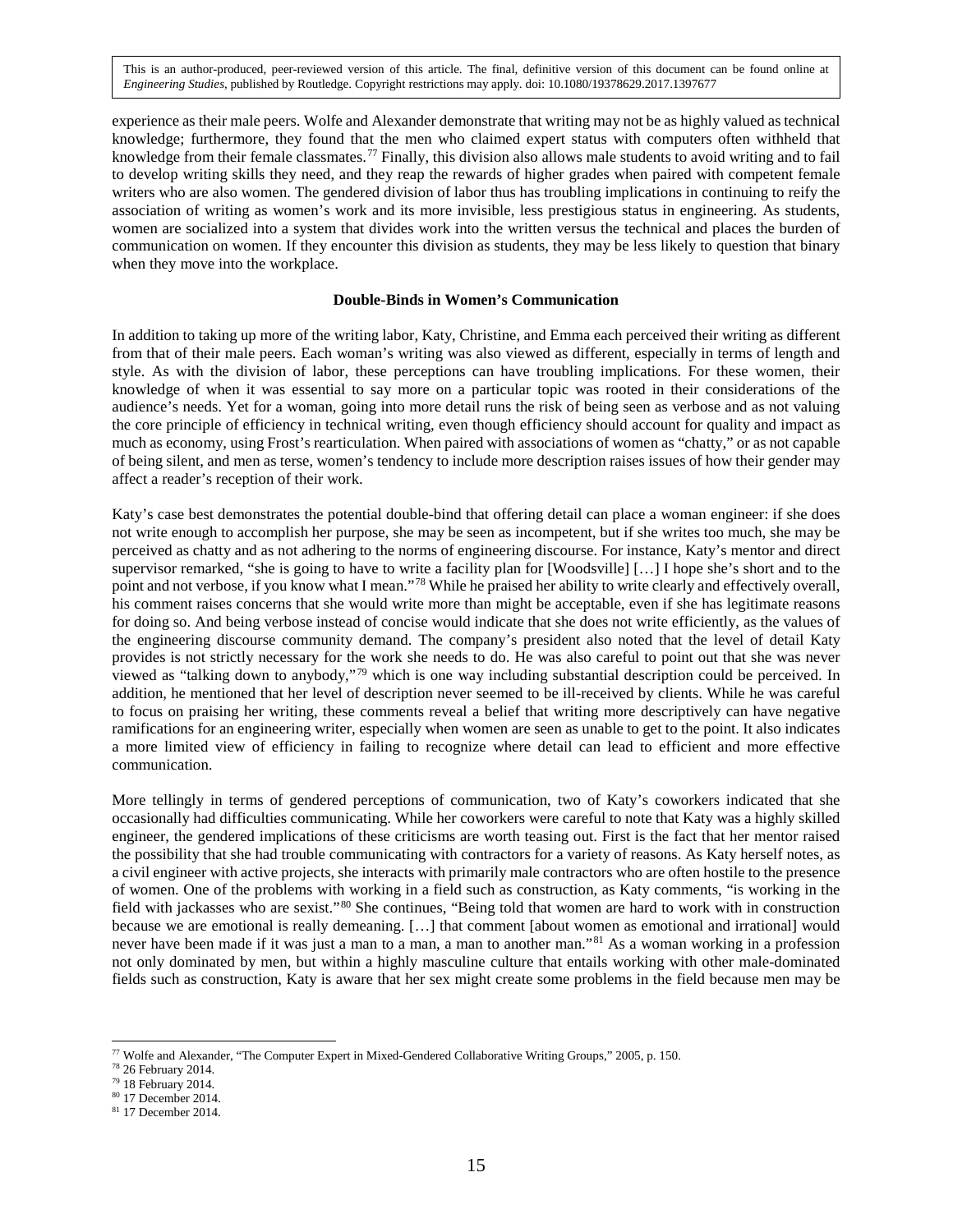experience as their male peers. Wolfe and Alexander demonstrate that writing may not be as highly valued as technical knowledge; furthermore, they found that the men who claimed expert status with computers often withheld that knowledge from their female classmates.[77] Finally, this division also allows male students to avoid writing and to fail to develop writing skills they need, and they reap the rewards of higher grades when paired with competent female writers who are also women. The gendered division of labor thus has troubling implications in continuing to reify the association of writing as women's work and its more invisible, less prestigious status in engineering. As students, women are socialized into a system that divides work into the written versus the technical and places the burden of communication on women. If they encounter this division as students, they may be less likely to question that binary when they move into the workplace.

### Double-Binds in Women's Communication

In addition to taking up more of the writing labor, Katy, Christine, and Emma each perceived their writing as different from that of their male peers. Each woman's writing was also viewed as different, especially in terms of length and style. As with the division of labor, these perceptions can have troubling implications. For these women, their knowledge of when it was essential to say more on a particular topic was rooted in their considerations of the audience's needs. Yet for a woman, going into more detail runs the risk of being seen as verbose and as not valuing the core principle of efficiency in technical writing, even though efficiency should account for quality and impact as much as economy, using Frost's rearticulation. When paired with associations of women as "chatty," or as not capable of being silent, and men as terse, women's tendency to include more description raises issues of how their gender may affect a reader's reception of their work.

Katy's case best demonstrates the potential double-bind that offering detail can place a woman engineer: if she does not write enough to accomplish her purpose, she may be seen as incompetent, but if she writes too much, she may be perceived as chatty and as not adhering to the norms of engineering discourse. For instance, Katy's mentor and direct supervisor remarked, "she is going to have to write a facility plan for [Woodsville] […] I hope she's short and to the point and not verbose, if you know what I mean."[78] While he praised her ability to write clearly and effectively overall, his comment raises concerns that she would write more than might be acceptable, even if she has legitimate reasons for doing so. And being verbose instead of concise would indicate that she does not write efficiently, as the values of the engineering discourse community demand. The company's president also noted that the level of detail Katy provides is not strictly necessary for the work she needs to do. He was also careful to point out that she was never viewed as "talking down to anybody,"[79] which is one way including substantial description could be perceived. In addition, he mentioned that her level of description never seemed to be ill-received by clients. While he was careful to focus on praising her writing, these comments reveal a belief that writing more descriptively can have negative ramifications for an engineering writer, especially when women are seen as unable to get to the point. It also indicates a more limited view of efficiency in failing to recognize where detail can lead to efficient and more effective communication.

More tellingly in terms of gendered perceptions of communication, two of Katy's coworkers indicated that she occasionally had difficulties communicating. While her coworkers were careful to note that Katy was a highly skilled engineer, the gendered implications of these criticisms are worth teasing out. First is the fact that her mentor raised the possibility that she had trouble communicating with contractors for a variety of reasons. As Katy herself notes, as a civil engineer with active projects, she interacts with primarily male contractors who are often hostile to the presence of women. One of the problems with working in a field such as construction, as Katy comments, "is working in the field with jackasses who are sexist."[80] She continues, "Being told that women are hard to work with in construction because we are emotional is really demeaning. […] that comment [about women as emotional and irrational] would never have been made if it was just a man to a man, a man to another man."[81] As a woman working in a profession not only dominated by men, but within a highly masculine culture that entails working with other male-dominated fields such as construction, Katy is aware that her sex might create some problems in the field because men may be

[77] Wolfe and Alexander, "The Computer Expert in Mixed-Gendered Collaborative Writing Groups," 2005, p. 150.
[78] 26 February 2014.
[79] 18 February 2014.
[80] 17 December 2014.
[81] 17 December 2014.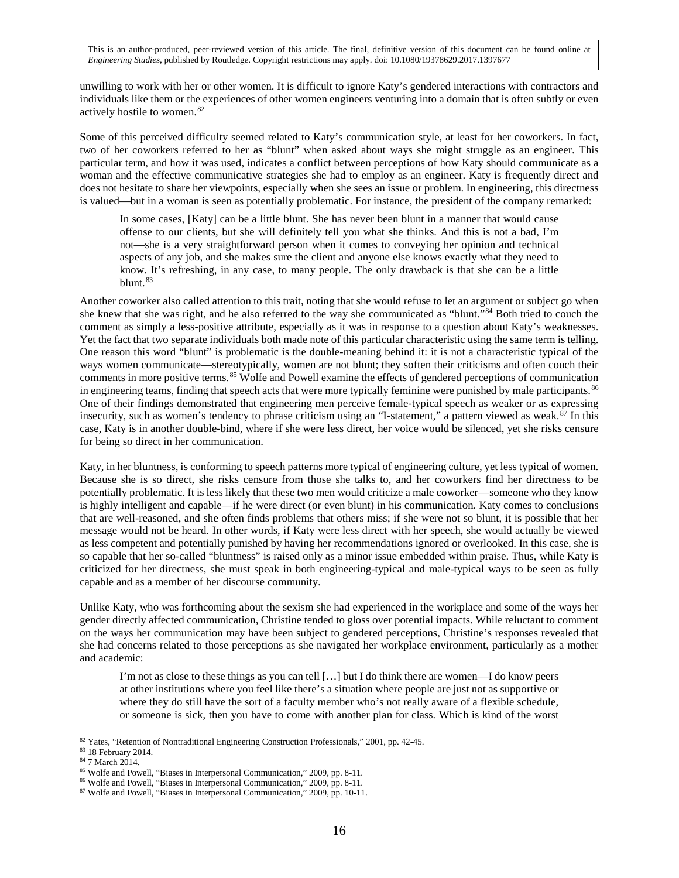unwilling to work with her or other women. It is difficult to ignore Katy's gendered interactions with contractors and individuals like them or the experiences of other women engineers venturing into a domain that is often subtly or even actively hostile to women.[82]

Some of this perceived difficulty seemed related to Katy's communication style, at least for her coworkers. In fact, two of her coworkers referred to her as "blunt" when asked about ways she might struggle as an engineer. This particular term, and how it was used, indicates a conflict between perceptions of how Katy should communicate as a woman and the effective communicative strategies she had to employ as an engineer. Katy is frequently direct and does not hesitate to share her viewpoints, especially when she sees an issue or problem. In engineering, this directness is valued—but in a woman is seen as potentially problematic. For instance, the president of the company remarked:

> In some cases, [Katy] can be a little blunt. She has never been blunt in a manner that would cause offense to our clients, but she will definitely tell you what she thinks. And this is not a bad, I'm not—she is a very straightforward person when it comes to conveying her opinion and technical aspects of any job, and she makes sure the client and anyone else knows exactly what they need to know. It's refreshing, in any case, to many people. The only drawback is that she can be a little blunt.[83]

Another coworker also called attention to this trait, noting that she would refuse to let an argument or subject go when she knew that she was right, and he also referred to the way she communicated as "blunt."[84] Both tried to couch the comment as simply a less-positive attribute, especially as it was in response to a question about Katy's weaknesses. Yet the fact that two separate individuals both made note of this particular characteristic using the same term is telling. One reason this word "blunt" is problematic is the double-meaning behind it: it is not a characteristic typical of the ways women communicate—stereotypically, women are not blunt; they soften their criticisms and often couch their comments in more positive terms.[85] Wolfe and Powell examine the effects of gendered perceptions of communication in engineering teams, finding that speech acts that were more typically feminine were punished by male participants.[86] One of their findings demonstrated that engineering men perceive female-typical speech as weaker or as expressing insecurity, such as women's tendency to phrase criticism using an "I-statement," a pattern viewed as weak.[87] In this case, Katy is in another double-bind, where if she were less direct, her voice would be silenced, yet she risks censure for being so direct in her communication.

Katy, in her bluntness, is conforming to speech patterns more typical of engineering culture, yet less typical of women. Because she is so direct, she risks censure from those she talks to, and her coworkers find her directness to be potentially problematic. It is less likely that these two men would criticize a male coworker—someone who they know is highly intelligent and capable—if he were direct (or even blunt) in his communication. Katy comes to conclusions that are well-reasoned, and she often finds problems that others miss; if she were not so blunt, it is possible that her message would not be heard. In other words, if Katy were less direct with her speech, she would actually be viewed as less competent and potentially punished by having her recommendations ignored or overlooked. In this case, she is so capable that her so-called "bluntness" is raised only as a minor issue embedded within praise. Thus, while Katy is criticized for her directness, she must speak in both engineering-typical and male-typical ways to be seen as fully capable and as a member of her discourse community.

Unlike Katy, who was forthcoming about the sexism she had experienced in the workplace and some of the ways her gender directly affected communication, Christine tended to gloss over potential impacts. While reluctant to comment on the ways her communication may have been subject to gendered perceptions, Christine's responses revealed that she had concerns related to those perceptions as she navigated her workplace environment, particularly as a mother and academic:

> I'm not as close to these things as you can tell […] but I do think there are women—I do know peers at other institutions where you feel like there's a situation where people are just not as supportive or where they do still have the sort of a faculty member who's not really aware of a flexible schedule, or someone is sick, then you have to come with another plan for class. Which is kind of the worst

[82] Yates, "Retention of Nontraditional Engineering Construction Professionals," 2001, pp. 42-45.

[83] 18 February 2014.

[84] 7 March 2014.

[85] Wolfe and Powell, "Biases in Interpersonal Communication," 2009, pp. 8-11.

[86] Wolfe and Powell, "Biases in Interpersonal Communication," 2009, pp. 8-11.

[87] Wolfe and Powell, "Biases in Interpersonal Communication," 2009, pp. 10-11.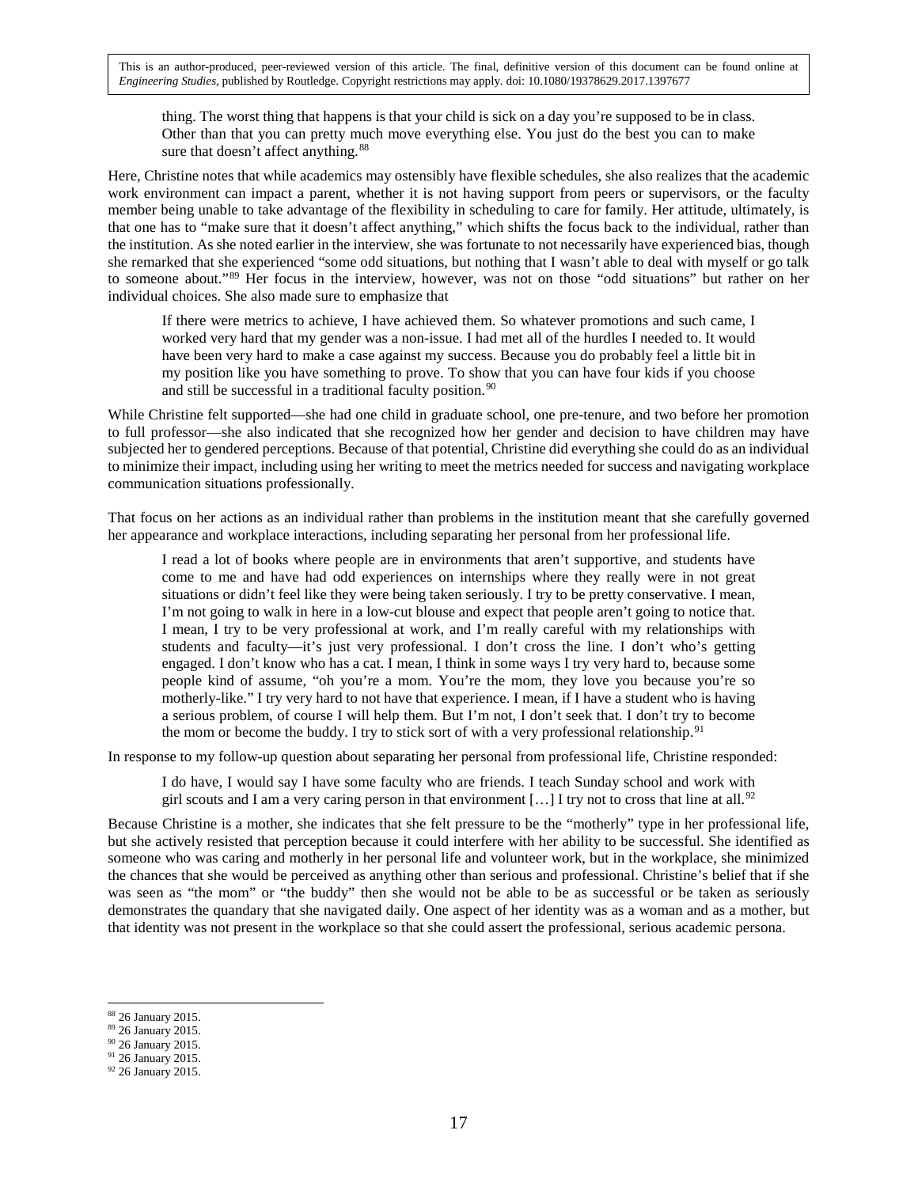> thing. The worst thing that happens is that your child is sick on a day you're supposed to be in class. Other than that you can pretty much move everything else. You just do the best you can to make sure that doesn't affect anything.[88]

Here, Christine notes that while academics may ostensibly have flexible schedules, she also realizes that the academic work environment can impact a parent, whether it is not having support from peers or supervisors, or the faculty member being unable to take advantage of the flexibility in scheduling to care for family. Her attitude, ultimately, is that one has to "make sure that it doesn't affect anything," which shifts the focus back to the individual, rather than the institution. As she noted earlier in the interview, she was fortunate to not necessarily have experienced bias, though she remarked that she experienced "some odd situations, but nothing that I wasn't able to deal with myself or go talk to someone about."[89] Her focus in the interview, however, was not on those "odd situations" but rather on her individual choices. She also made sure to emphasize that

> If there were metrics to achieve, I have achieved them. So whatever promotions and such came, I worked very hard that my gender was a non-issue. I had met all of the hurdles I needed to. It would have been very hard to make a case against my success. Because you do probably feel a little bit in my position like you have something to prove. To show that you can have four kids if you choose and still be successful in a traditional faculty position.[90]

While Christine felt supported—she had one child in graduate school, one pre-tenure, and two before her promotion to full professor—she also indicated that she recognized how her gender and decision to have children may have subjected her to gendered perceptions. Because of that potential, Christine did everything she could do as an individual to minimize their impact, including using her writing to meet the metrics needed for success and navigating workplace communication situations professionally.

That focus on her actions as an individual rather than problems in the institution meant that she carefully governed her appearance and workplace interactions, including separating her personal from her professional life.

> I read a lot of books where people are in environments that aren't supportive, and students have come to me and have had odd experiences on internships where they really were in not great situations or didn't feel like they were being taken seriously. I try to be pretty conservative. I mean, I'm not going to walk in here in a low-cut blouse and expect that people aren't going to notice that. I mean, I try to be very professional at work, and I'm really careful with my relationships with students and faculty—it's just very professional. I don't cross the line. I don't who's getting engaged. I don't know who has a cat. I mean, I think in some ways I try very hard to, because some people kind of assume, "oh you're a mom. You're the mom, they love you because you're so motherly-like." I try very hard to not have that experience. I mean, if I have a student who is having a serious problem, of course I will help them. But I'm not, I don't seek that. I don't try to become the mom or become the buddy. I try to stick sort of with a very professional relationship.[91]

In response to my follow-up question about separating her personal from professional life, Christine responded:

> I do have, I would say I have some faculty who are friends. I teach Sunday school and work with girl scouts and I am a very caring person in that environment […] I try not to cross that line at all.[92]

Because Christine is a mother, she indicates that she felt pressure to be the "motherly" type in her professional life, but she actively resisted that perception because it could interfere with her ability to be successful. She identified as someone who was caring and motherly in her personal life and volunteer work, but in the workplace, she minimized the chances that she would be perceived as anything other than serious and professional. Christine's belief that if she was seen as "the mom" or "the buddy" then she would not be able to be as successful or be taken as seriously demonstrates the quandary that she navigated daily. One aspect of her identity was as a woman and as a mother, but that identity was not present in the workplace so that she could assert the professional, serious academic persona.

[88] 26 January 2015.
[89] 26 January 2015.
[90] 26 January 2015.
[91] 26 January 2015.
[92] 26 January 2015.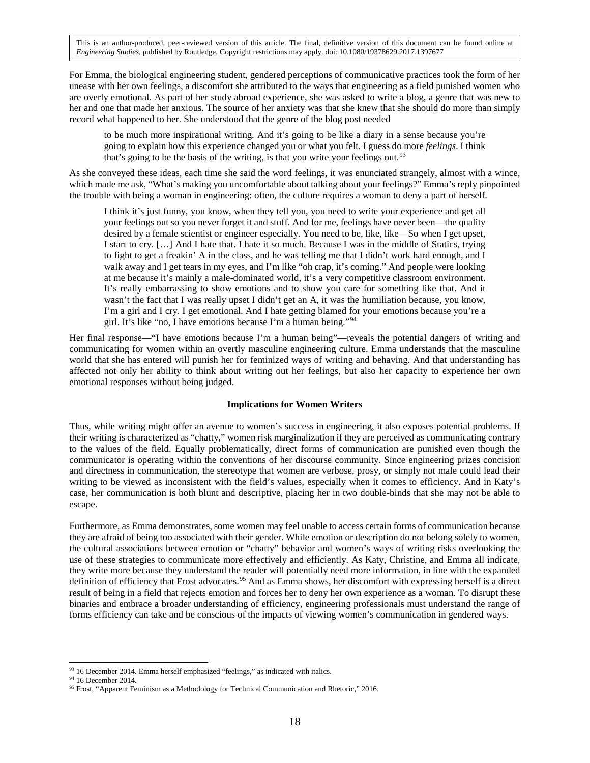For Emma, the biological engineering student, gendered perceptions of communicative practices took the form of her unease with her own feelings, a discomfort she attributed to the ways that engineering as a field punished women who are overly emotional. As part of her study abroad experience, she was asked to write a blog, a genre that was new to her and one that made her anxious. The source of her anxiety was that she knew that she should do more than simply record what happened to her. She understood that the genre of the blog post needed

> to be much more inspirational writing. And it's going to be like a diary in a sense because you're going to explain how this experience changed you or what you felt. I guess do more *feelings*. I think that's going to be the basis of the writing, is that you write your feelings out.[93]

As she conveyed these ideas, each time she said the word feelings, it was enunciated strangely, almost with a wince, which made me ask, "What's making you uncomfortable about talking about your feelings?" Emma's reply pinpointed the trouble with being a woman in engineering: often, the culture requires a woman to deny a part of herself.

> I think it's just funny, you know, when they tell you, you need to write your experience and get all your feelings out so you never forget it and stuff. And for me, feelings have never been—the quality desired by a female scientist or engineer especially. You need to be, like, like—So when I get upset, I start to cry. […] And I hate that. I hate it so much. Because I was in the middle of Statics, trying to fight to get a freakin' A in the class, and he was telling me that I didn't work hard enough, and I walk away and I get tears in my eyes, and I'm like "oh crap, it's coming." And people were looking at me because it's mainly a male-dominated world, it's a very competitive classroom environment. It's really embarrassing to show emotions and to show you care for something like that. And it wasn't the fact that I was really upset I didn't get an A, it was the humiliation because, you know, I'm a girl and I cry. I get emotional. And I hate getting blamed for your emotions because you're a girl. It's like "no, I have emotions because I'm a human being."[94]

Her final response—"I have emotions because I'm a human being"—reveals the potential dangers of writing and communicating for women within an overtly masculine engineering culture. Emma understands that the masculine world that she has entered will punish her for feminized ways of writing and behaving. And that understanding has affected not only her ability to think about writing out her feelings, but also her capacity to experience her own emotional responses without being judged.

### Implications for Women Writers

Thus, while writing might offer an avenue to women's success in engineering, it also exposes potential problems. If their writing is characterized as "chatty," women risk marginalization if they are perceived as communicating contrary to the values of the field. Equally problematically, direct forms of communication are punished even though the communicator is operating within the conventions of her discourse community. Since engineering prizes concision and directness in communication, the stereotype that women are verbose, prosy, or simply not male could lead their writing to be viewed as inconsistent with the field's values, especially when it comes to efficiency. And in Katy's case, her communication is both blunt and descriptive, placing her in two double-binds that she may not be able to escape.

Furthermore, as Emma demonstrates, some women may feel unable to access certain forms of communication because they are afraid of being too associated with their gender. While emotion or description do not belong solely to women, the cultural associations between emotion or "chatty" behavior and women's ways of writing risks overlooking the use of these strategies to communicate more effectively and efficiently. As Katy, Christine, and Emma all indicate, they write more because they understand the reader will potentially need more information, in line with the expanded definition of efficiency that Frost advocates.[95] And as Emma shows, her discomfort with expressing herself is a direct result of being in a field that rejects emotion and forces her to deny her own experience as a woman. To disrupt these binaries and embrace a broader understanding of efficiency, engineering professionals must understand the range of forms efficiency can take and be conscious of the impacts of viewing women's communication in gendered ways.

---

[93] 16 December 2014. Emma herself emphasized "feelings," as indicated with italics.

[94] 16 December 2014.

[95] Frost, "Apparent Feminism as a Methodology for Technical Communication and Rhetoric," 2016.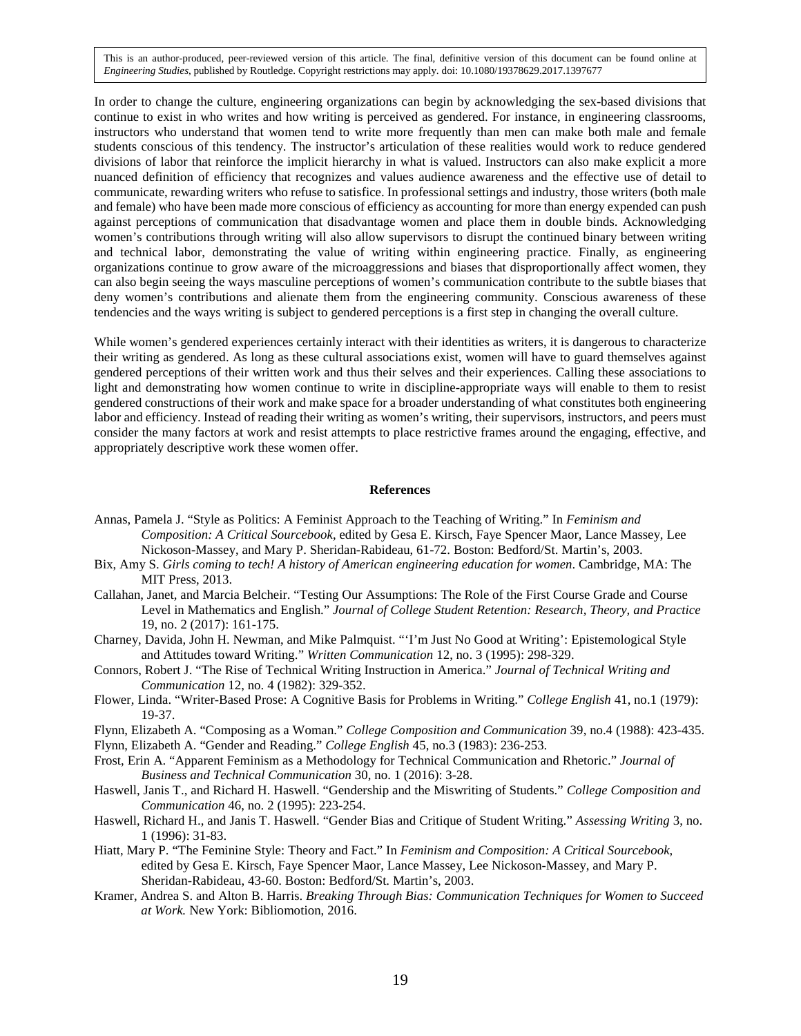In order to change the culture, engineering organizations can begin by acknowledging the sex-based divisions that continue to exist in who writes and how writing is perceived as gendered. For instance, in engineering classrooms, instructors who understand that women tend to write more frequently than men can make both male and female students conscious of this tendency. The instructor's articulation of these realities would work to reduce gendered divisions of labor that reinforce the implicit hierarchy in what is valued. Instructors can also make explicit a more nuanced definition of efficiency that recognizes and values audience awareness and the effective use of detail to communicate, rewarding writers who refuse to satisfice. In professional settings and industry, those writers (both male and female) who have been made more conscious of efficiency as accounting for more than energy expended can push against perceptions of communication that disadvantage women and place them in double binds. Acknowledging women's contributions through writing will also allow supervisors to disrupt the continued binary between writing and technical labor, demonstrating the value of writing within engineering practice. Finally, as engineering organizations continue to grow aware of the microaggressions and biases that disproportionally affect women, they can also begin seeing the ways masculine perceptions of women's communication contribute to the subtle biases that deny women's contributions and alienate them from the engineering community. Conscious awareness of these tendencies and the ways writing is subject to gendered perceptions is a first step in changing the overall culture.

While women's gendered experiences certainly interact with their identities as writers, it is dangerous to characterize their writing as gendered. As long as these cultural associations exist, women will have to guard themselves against gendered perceptions of their written work and thus their selves and their experiences. Calling these associations to light and demonstrating how women continue to write in discipline-appropriate ways will enable to them to resist gendered constructions of their work and make space for a broader understanding of what constitutes both engineering labor and efficiency. Instead of reading their writing as women's writing, their supervisors, instructors, and peers must consider the many factors at work and resist attempts to place restrictive frames around the engaging, effective, and appropriately descriptive work these women offer.

## References

Annas, Pamela J. "Style as Politics: A Feminist Approach to the Teaching of Writing." In *Feminism and Composition: A Critical Sourcebook*, edited by Gesa E. Kirsch, Faye Spencer Maor, Lance Massey, Lee Nickoson-Massey, and Mary P. Sheridan-Rabideau, 61-72. Boston: Bedford/St. Martin's, 2003.

Bix, Amy S. *Girls coming to tech! A history of American engineering education for women*. Cambridge, MA: The MIT Press, 2013.

Callahan, Janet, and Marcia Belcheir. "Testing Our Assumptions: The Role of the First Course Grade and Course Level in Mathematics and English." *Journal of College Student Retention: Research, Theory, and Practice* 19, no. 2 (2017): 161-175.

Charney, Davida, John H. Newman, and Mike Palmquist. "'I'm Just No Good at Writing': Epistemological Style and Attitudes toward Writing." *Written Communication* 12, no. 3 (1995): 298-329.

Connors, Robert J. "The Rise of Technical Writing Instruction in America." *Journal of Technical Writing and Communication* 12, no. 4 (1982): 329-352.

Flower, Linda. "Writer-Based Prose: A Cognitive Basis for Problems in Writing." *College English* 41, no.1 (1979): 19-37.

Flynn, Elizabeth A. "Composing as a Woman." *College Composition and Communication* 39, no.4 (1988): 423-435.

Flynn, Elizabeth A. "Gender and Reading." *College English* 45, no.3 (1983): 236-253.

Frost, Erin A. "Apparent Feminism as a Methodology for Technical Communication and Rhetoric." *Journal of Business and Technical Communication* 30, no. 1 (2016): 3-28.

Haswell, Janis T., and Richard H. Haswell. "Gendership and the Miswriting of Students." *College Composition and Communication* 46, no. 2 (1995): 223-254.

Haswell, Richard H., and Janis T. Haswell. "Gender Bias and Critique of Student Writing." *Assessing Writing* 3, no. 1 (1996): 31-83.

Hiatt, Mary P. "The Feminine Style: Theory and Fact." In *Feminism and Composition: A Critical Sourcebook*, edited by Gesa E. Kirsch, Faye Spencer Maor, Lance Massey, Lee Nickoson-Massey, and Mary P. Sheridan-Rabideau, 43-60. Boston: Bedford/St. Martin's, 2003.

Kramer, Andrea S. and Alton B. Harris. *Breaking Through Bias: Communication Techniques for Women to Succeed at Work.* New York: Bibliomotion, 2016.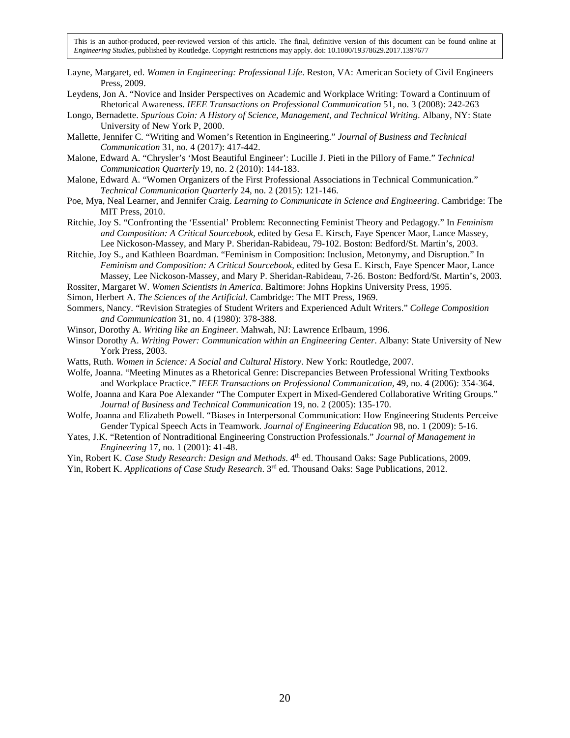Layne, Margaret, ed. *Women in Engineering: Professional Life*. Reston, VA: American Society of Civil Engineers Press, 2009.

Leydens, Jon A. "Novice and Insider Perspectives on Academic and Workplace Writing: Toward a Continuum of Rhetorical Awareness. *IEEE Transactions on Professional Communication* 51, no. 3 (2008): 242-263

Longo, Bernadette. *Spurious Coin: A History of Science, Management, and Technical Writing*. Albany, NY: State University of New York P, 2000.

Mallette, Jennifer C. "Writing and Women's Retention in Engineering." *Journal of Business and Technical Communication* 31, no. 4 (2017): 417-442.

Malone, Edward A. "Chrysler's 'Most Beautiful Engineer': Lucille J. Pieti in the Pillory of Fame." *Technical Communication Quarterly* 19, no. 2 (2010): 144-183.

Malone, Edward A. "Women Organizers of the First Professional Associations in Technical Communication." *Technical Communication Quarterly* 24, no. 2 (2015): 121-146.

Poe, Mya, Neal Learner, and Jennifer Craig. *Learning to Communicate in Science and Engineering*. Cambridge: The MIT Press, 2010.

Ritchie, Joy S. "Confronting the 'Essential' Problem: Reconnecting Feminist Theory and Pedagogy." In *Feminism and Composition: A Critical Sourcebook*, edited by Gesa E. Kirsch, Faye Spencer Maor, Lance Massey, Lee Nickoson-Massey, and Mary P. Sheridan-Rabideau, 79-102. Boston: Bedford/St. Martin's, 2003.

Ritchie, Joy S., and Kathleen Boardman. "Feminism in Composition: Inclusion, Metonymy, and Disruption." In *Feminism and Composition: A Critical Sourcebook*, edited by Gesa E. Kirsch, Faye Spencer Maor, Lance Massey, Lee Nickoson-Massey, and Mary P. Sheridan-Rabideau, 7-26. Boston: Bedford/St. Martin's, 2003.

Rossiter, Margaret W. *Women Scientists in America*. Baltimore: Johns Hopkins University Press, 1995.

Simon, Herbert A. *The Sciences of the Artificial*. Cambridge: The MIT Press, 1969.

Sommers, Nancy. "Revision Strategies of Student Writers and Experienced Adult Writers." *College Composition and Communication* 31, no. 4 (1980): 378-388.

Winsor, Dorothy A. *Writing like an Engineer*. Mahwah, NJ: Lawrence Erlbaum, 1996.

Winsor Dorothy A. *Writing Power: Communication within an Engineering Center*. Albany: State University of New York Press, 2003.

Watts, Ruth. *Women in Science: A Social and Cultural History*. New York: Routledge, 2007.

Wolfe, Joanna. "Meeting Minutes as a Rhetorical Genre: Discrepancies Between Professional Writing Textbooks and Workplace Practice." *IEEE Transactions on Professional Communication*, 49, no. 4 (2006): 354-364.

Wolfe, Joanna and Kara Poe Alexander "The Computer Expert in Mixed-Gendered Collaborative Writing Groups." *Journal of Business and Technical Communication* 19, no. 2 (2005): 135-170.

Wolfe, Joanna and Elizabeth Powell. "Biases in Interpersonal Communication: How Engineering Students Perceive Gender Typical Speech Acts in Teamwork. *Journal of Engineering Education* 98, no. 1 (2009): 5-16.

Yates, J.K. "Retention of Nontraditional Engineering Construction Professionals." *Journal of Management in Engineering* 17, no. 1 (2001): 41-48.

Yin, Robert K. *Case Study Research: Design and Methods*. 4th ed. Thousand Oaks: Sage Publications, 2009.

Yin, Robert K. *Applications of Case Study Research*. 3rd ed. Thousand Oaks: Sage Publications, 2012.